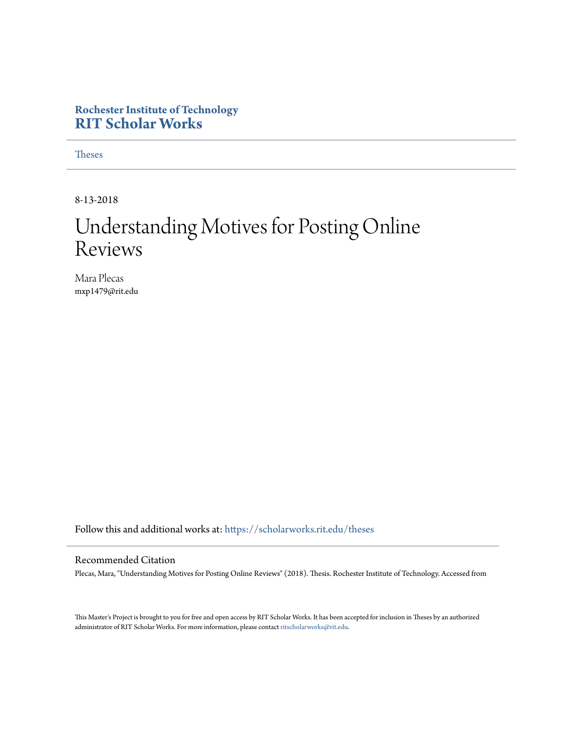**Rochester Institute of Technology**
**RIT Scholar Works**

Theses

---

8-13-2018

# Understanding Motives for Posting Online Reviews

Mara Plecas
mxp1479@rit.edu

Follow this and additional works at: https://scholarworks.rit.edu/theses

---

## Recommended Citation

Plecas, Mara, "Understanding Motives for Posting Online Reviews" (2018). Thesis. Rochester Institute of Technology. Accessed from

This Master's Project is brought to you for free and open access by RIT Scholar Works. It has been accepted for inclusion in Theses by an authorized administrator of RIT Scholar Works. For more information, please contact ritscholarworks@rit.edu.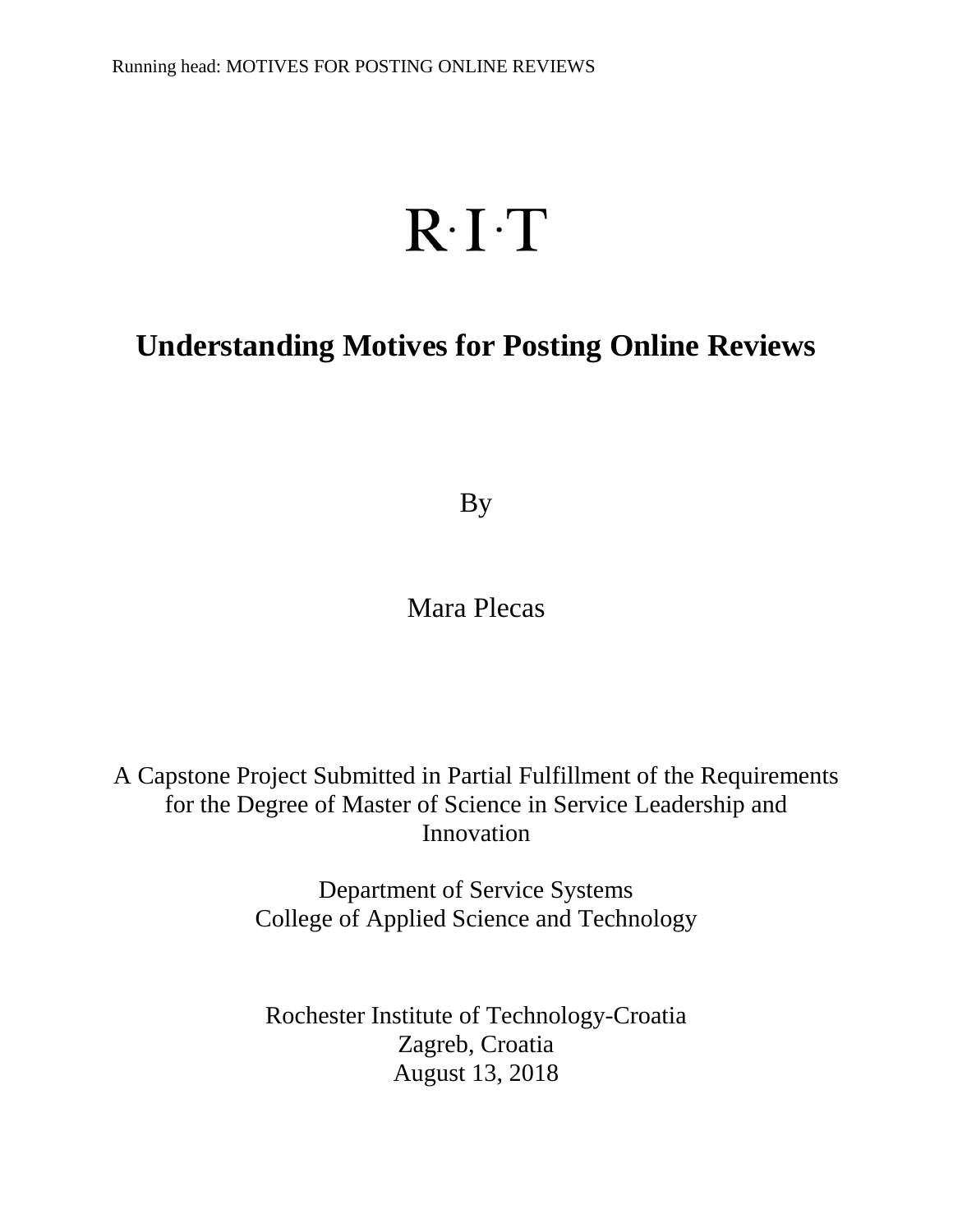R·I·T

# Understanding Motives for Posting Online Reviews

By

Mara Plecas

A Capstone Project Submitted in Partial Fulfillment of the Requirements for the Degree of Master of Science in Service Leadership and Innovation

Department of Service Systems
College of Applied Science and Technology

Rochester Institute of Technology-Croatia
Zagreb, Croatia
August 13, 2018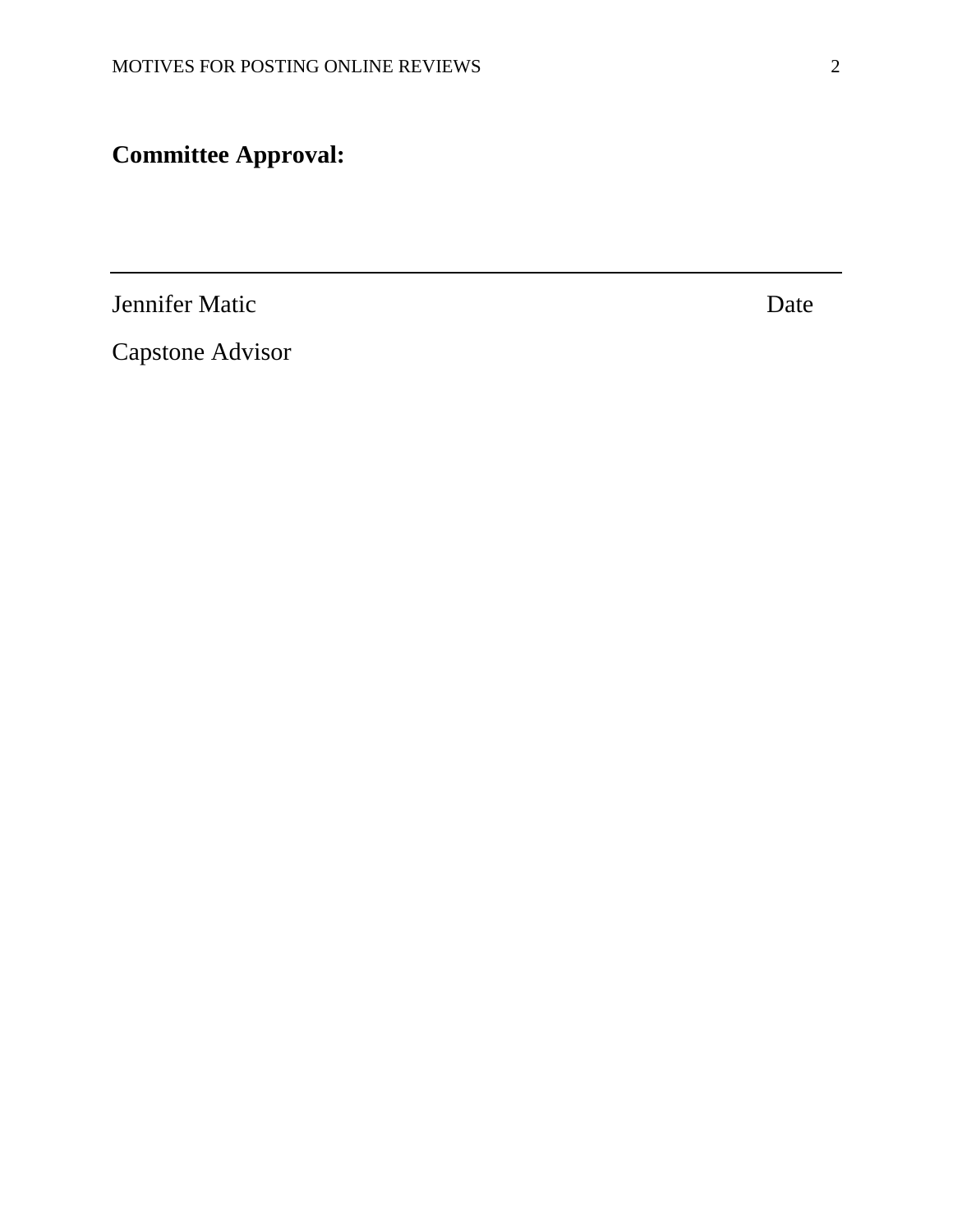**Committee Approval:**

---

Jennifer Matic Date

Capstone Advisor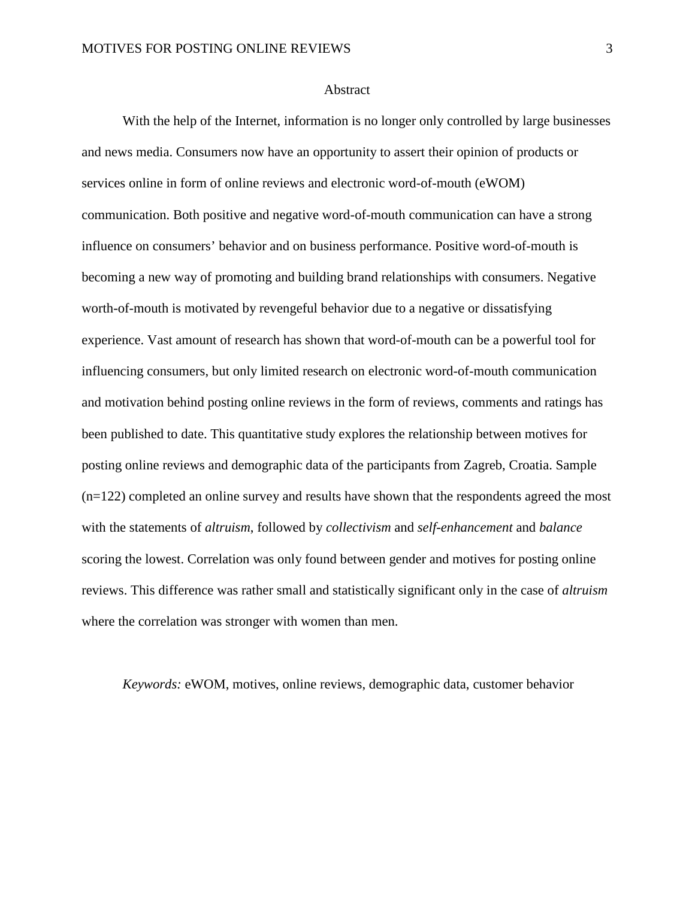# Abstract

With the help of the Internet, information is no longer only controlled by large businesses and news media. Consumers now have an opportunity to assert their opinion of products or services online in form of online reviews and electronic word-of-mouth (eWOM) communication. Both positive and negative word-of-mouth communication can have a strong influence on consumers' behavior and on business performance. Positive word-of-mouth is becoming a new way of promoting and building brand relationships with consumers. Negative worth-of-mouth is motivated by revengeful behavior due to a negative or dissatisfying experience. Vast amount of research has shown that word-of-mouth can be a powerful tool for influencing consumers, but only limited research on electronic word-of-mouth communication and motivation behind posting online reviews in the form of reviews, comments and ratings has been published to date. This quantitative study explores the relationship between motives for posting online reviews and demographic data of the participants from Zagreb, Croatia. Sample (n=122) completed an online survey and results have shown that the respondents agreed the most with the statements of *altruism*, followed by *collectivism* and *self-enhancement* and *balance* scoring the lowest. Correlation was only found between gender and motives for posting online reviews. This difference was rather small and statistically significant only in the case of *altruism* where the correlation was stronger with women than men.

*Keywords:* eWOM, motives, online reviews, demographic data, customer behavior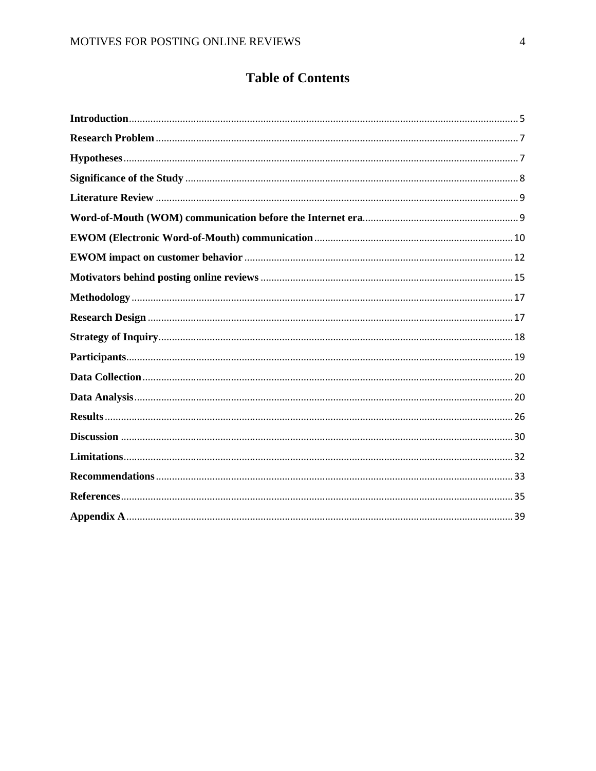# Table of Contents

**Introduction** ............................................................. 5

**Research Problem** ............................................................. 7

**Hypotheses** ............................................................. 7

**Significance of the Study** ............................................................. 8

**Literature Review** ............................................................. 9

**Word-of-Mouth (WOM) communication before the Internet era** ............................................................. 9

**EWOM (Electronic Word-of-Mouth) communication** ............................................................. 10

**EWOM impact on customer behavior** ............................................................. 12

**Motivators behind posting online reviews** ............................................................. 15

**Methodology** ............................................................. 17

**Research Design** ............................................................. 17

**Strategy of Inquiry** ............................................................. 18

**Participants** ............................................................. 19

**Data Collection** ............................................................. 20

**Data Analysis** ............................................................. 20

**Results** ............................................................. 26

**Discussion** ............................................................. 30

**Limitations** ............................................................. 32

**Recommendations** ............................................................. 33

**References** ............................................................. 35

**Appendix A** ............................................................. 39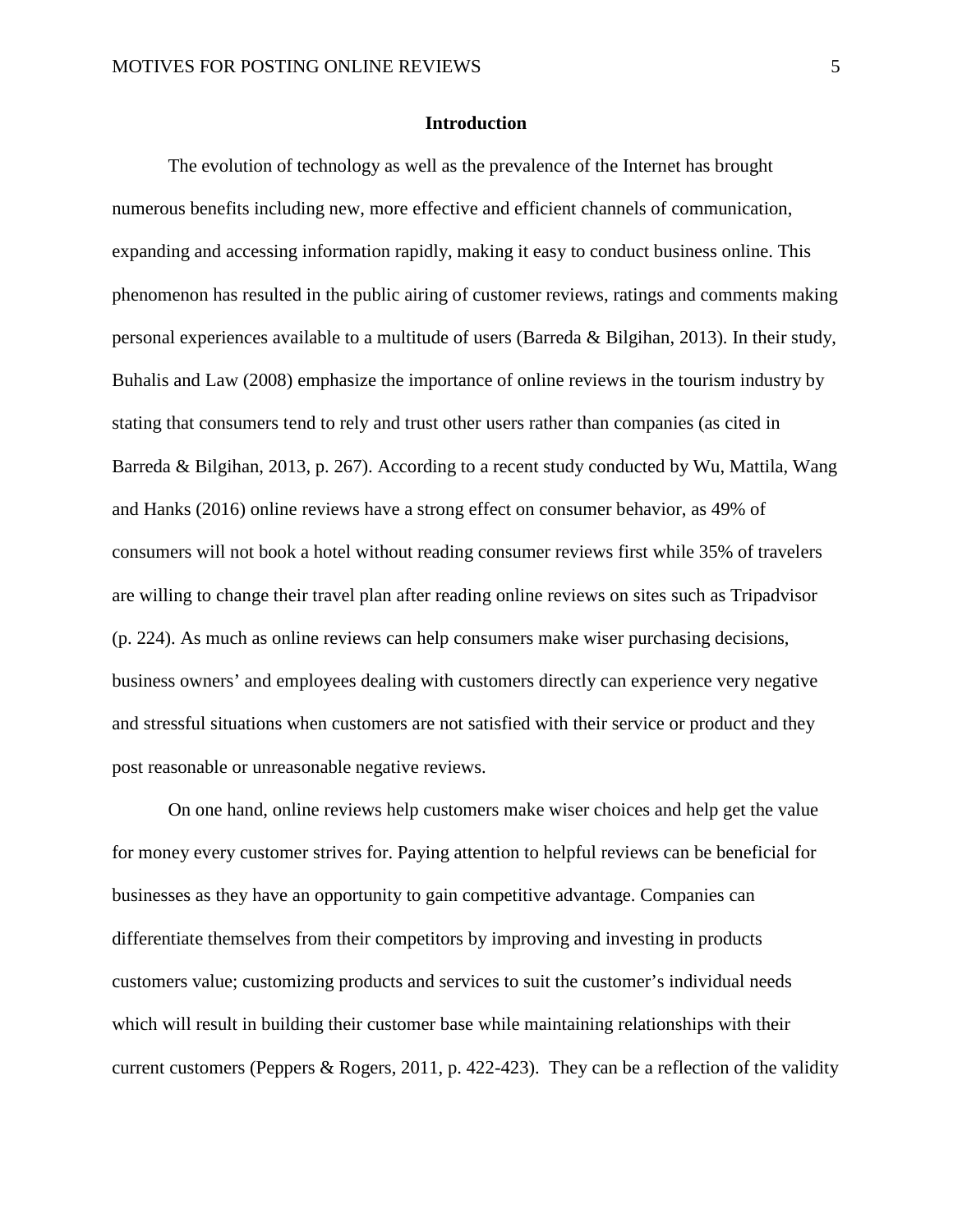## Introduction

The evolution of technology as well as the prevalence of the Internet has brought numerous benefits including new, more effective and efficient channels of communication, expanding and accessing information rapidly, making it easy to conduct business online. This phenomenon has resulted in the public airing of customer reviews, ratings and comments making personal experiences available to a multitude of users (Barreda & Bilgihan, 2013). In their study, Buhalis and Law (2008) emphasize the importance of online reviews in the tourism industry by stating that consumers tend to rely and trust other users rather than companies (as cited in Barreda & Bilgihan, 2013, p. 267). According to a recent study conducted by Wu, Mattila, Wang and Hanks (2016) online reviews have a strong effect on consumer behavior, as 49% of consumers will not book a hotel without reading consumer reviews first while 35% of travelers are willing to change their travel plan after reading online reviews on sites such as Tripadvisor (p. 224). As much as online reviews can help consumers make wiser purchasing decisions, business owners' and employees dealing with customers directly can experience very negative and stressful situations when customers are not satisfied with their service or product and they post reasonable or unreasonable negative reviews.

On one hand, online reviews help customers make wiser choices and help get the value for money every customer strives for. Paying attention to helpful reviews can be beneficial for businesses as they have an opportunity to gain competitive advantage. Companies can differentiate themselves from their competitors by improving and investing in products customers value; customizing products and services to suit the customer's individual needs which will result in building their customer base while maintaining relationships with their current customers (Peppers & Rogers, 2011, p. 422-423). They can be a reflection of the validity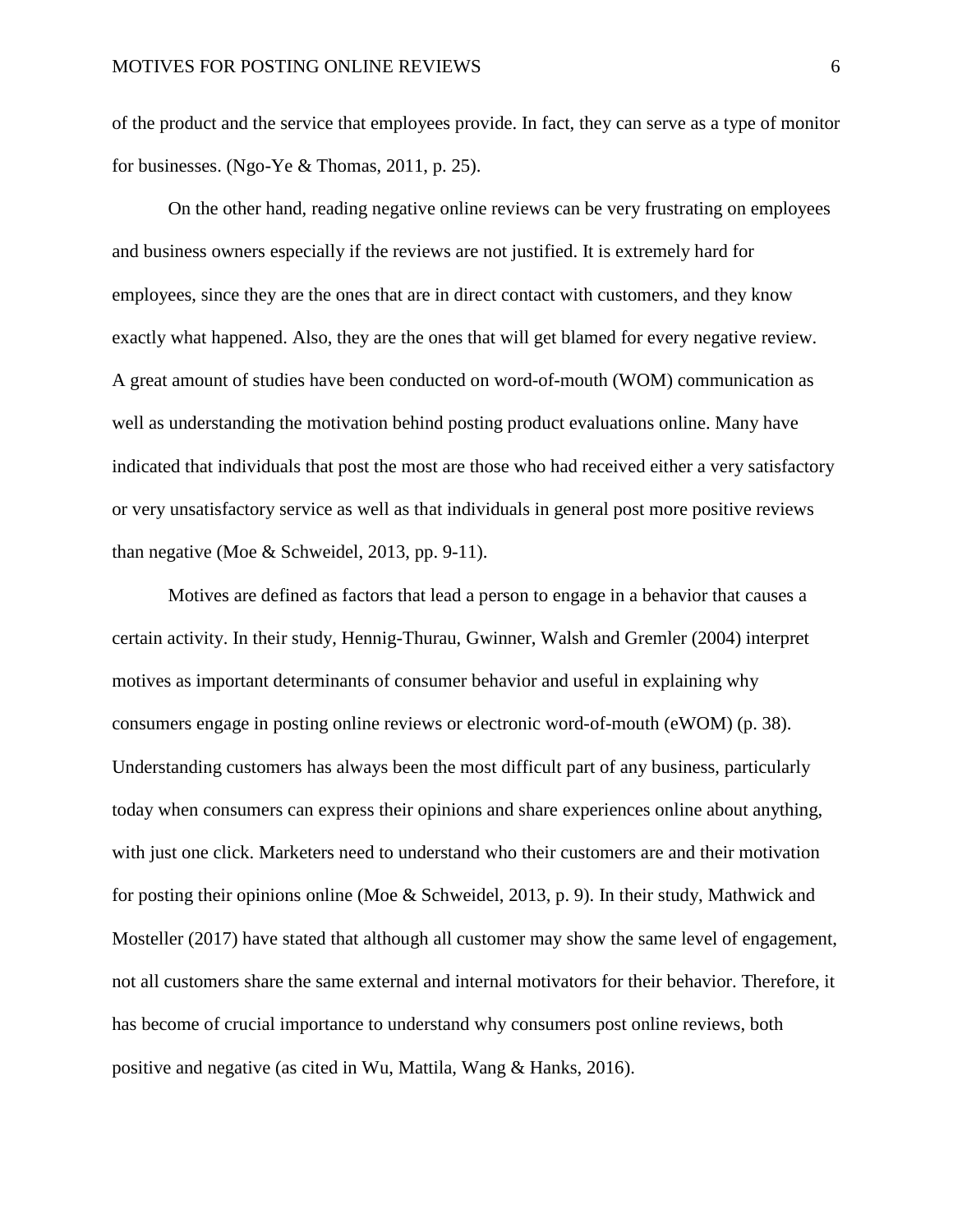of the product and the service that employees provide. In fact, they can serve as a type of monitor for businesses. (Ngo-Ye & Thomas, 2011, p. 25).

On the other hand, reading negative online reviews can be very frustrating on employees and business owners especially if the reviews are not justified. It is extremely hard for employees, since they are the ones that are in direct contact with customers, and they know exactly what happened. Also, they are the ones that will get blamed for every negative review. A great amount of studies have been conducted on word-of-mouth (WOM) communication as well as understanding the motivation behind posting product evaluations online. Many have indicated that individuals that post the most are those who had received either a very satisfactory or very unsatisfactory service as well as that individuals in general post more positive reviews than negative (Moe & Schweidel, 2013, pp. 9-11).

Motives are defined as factors that lead a person to engage in a behavior that causes a certain activity. In their study, Hennig-Thurau, Gwinner, Walsh and Gremler (2004) interpret motives as important determinants of consumer behavior and useful in explaining why consumers engage in posting online reviews or electronic word-of-mouth (eWOM) (p. 38). Understanding customers has always been the most difficult part of any business, particularly today when consumers can express their opinions and share experiences online about anything, with just one click. Marketers need to understand who their customers are and their motivation for posting their opinions online (Moe & Schweidel, 2013, p. 9). In their study, Mathwick and Mosteller (2017) have stated that although all customer may show the same level of engagement, not all customers share the same external and internal motivators for their behavior. Therefore, it has become of crucial importance to understand why consumers post online reviews, both positive and negative (as cited in Wu, Mattila, Wang & Hanks, 2016).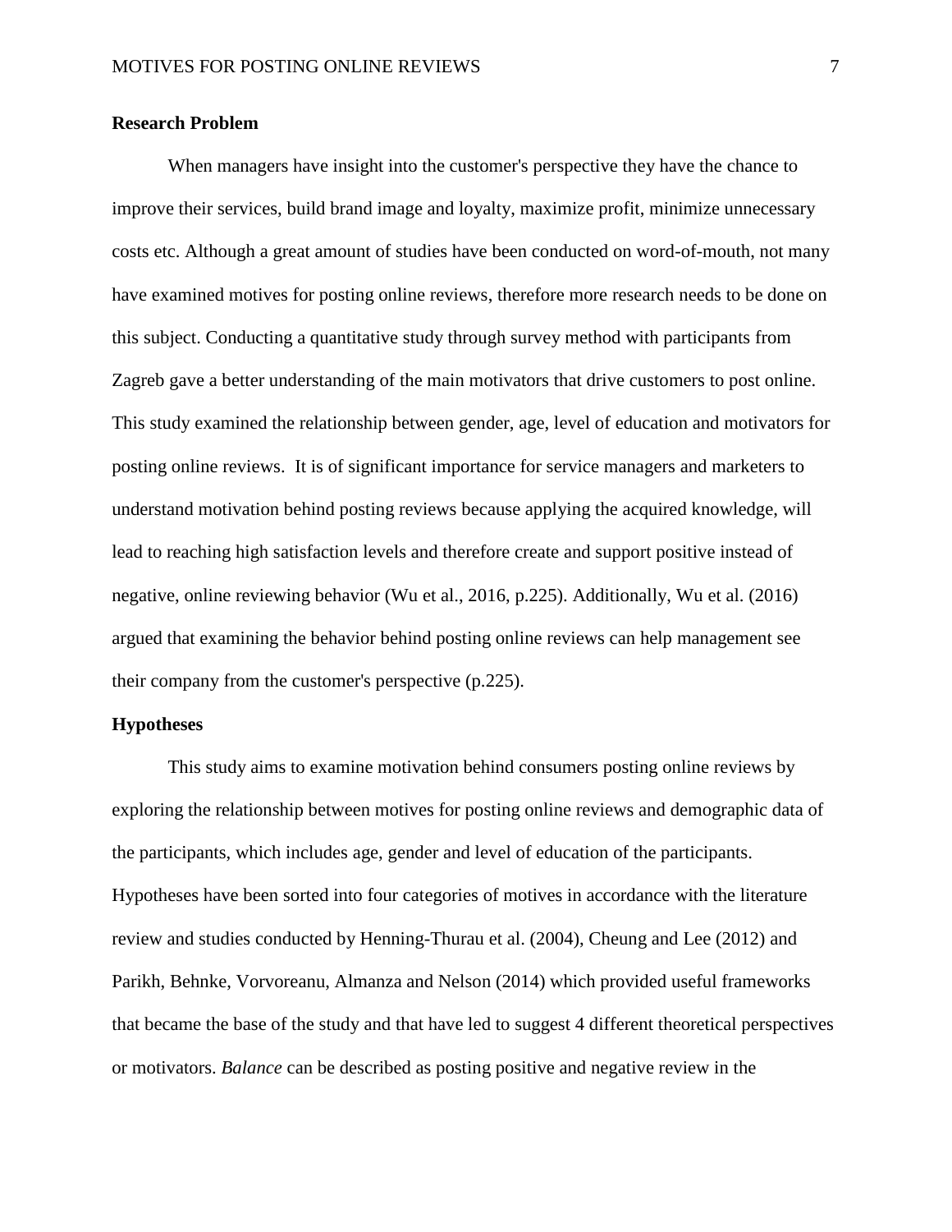## Research Problem

When managers have insight into the customer's perspective they have the chance to improve their services, build brand image and loyalty, maximize profit, minimize unnecessary costs etc. Although a great amount of studies have been conducted on word-of-mouth, not many have examined motives for posting online reviews, therefore more research needs to be done on this subject. Conducting a quantitative study through survey method with participants from Zagreb gave a better understanding of the main motivators that drive customers to post online. This study examined the relationship between gender, age, level of education and motivators for posting online reviews. It is of significant importance for service managers and marketers to understand motivation behind posting reviews because applying the acquired knowledge, will lead to reaching high satisfaction levels and therefore create and support positive instead of negative, online reviewing behavior (Wu et al., 2016, p.225). Additionally, Wu et al. (2016) argued that examining the behavior behind posting online reviews can help management see their company from the customer's perspective (p.225).

## Hypotheses

This study aims to examine motivation behind consumers posting online reviews by exploring the relationship between motives for posting online reviews and demographic data of the participants, which includes age, gender and level of education of the participants. Hypotheses have been sorted into four categories of motives in accordance with the literature review and studies conducted by Henning-Thurau et al. (2004), Cheung and Lee (2012) and Parikh, Behnke, Vorvoreanu, Almanza and Nelson (2014) which provided useful frameworks that became the base of the study and that have led to suggest 4 different theoretical perspectives or motivators. *Balance* can be described as posting positive and negative review in the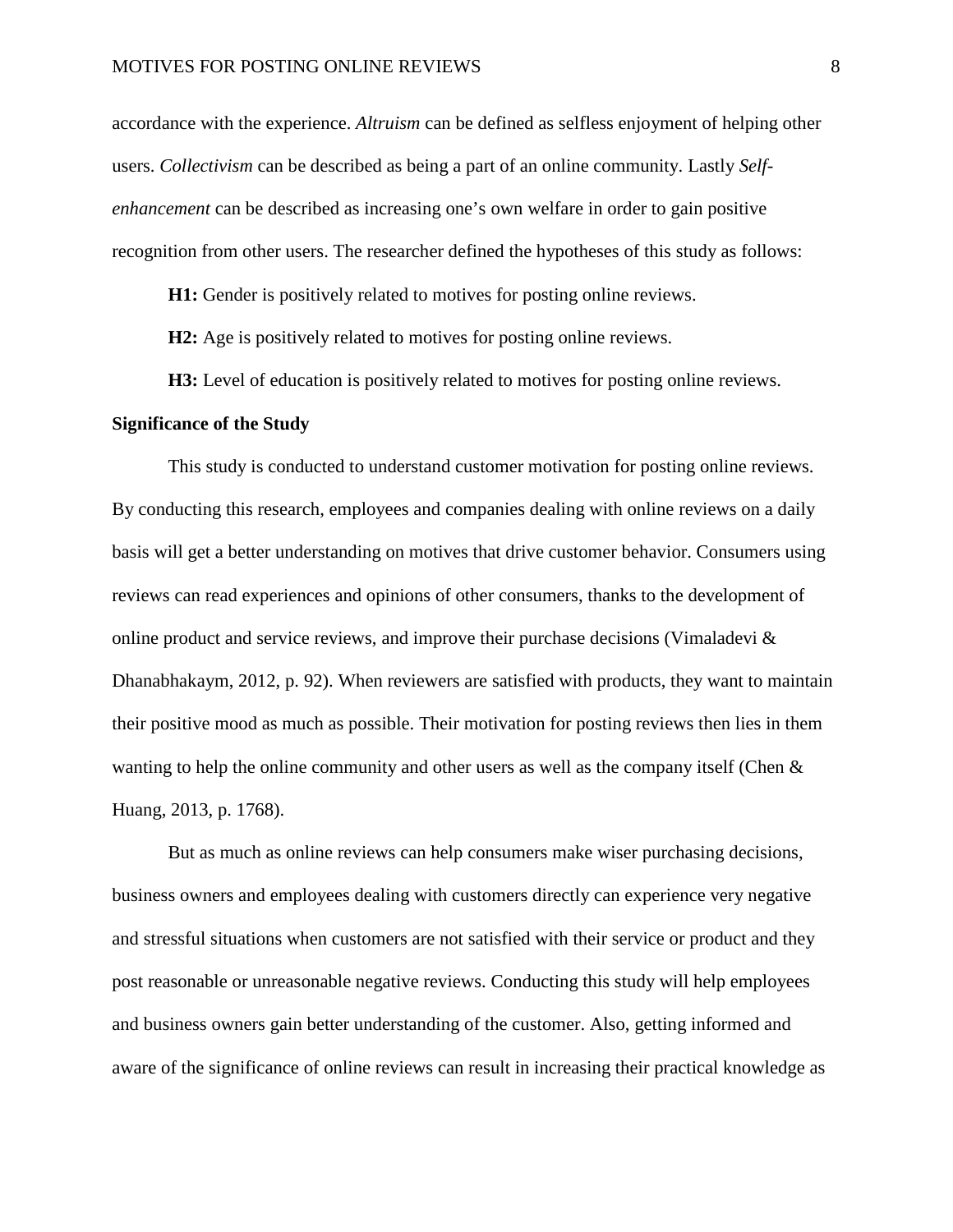accordance with the experience. *Altruism* can be defined as selfless enjoyment of helping other users. *Collectivism* can be described as being a part of an online community. Lastly *Self-enhancement* can be described as increasing one's own welfare in order to gain positive recognition from other users. The researcher defined the hypotheses of this study as follows:

**H1:** Gender is positively related to motives for posting online reviews.

**H2:** Age is positively related to motives for posting online reviews.

**H3:** Level of education is positively related to motives for posting online reviews.

**Significance of the Study**

This study is conducted to understand customer motivation for posting online reviews. By conducting this research, employees and companies dealing with online reviews on a daily basis will get a better understanding on motives that drive customer behavior. Consumers using reviews can read experiences and opinions of other consumers, thanks to the development of online product and service reviews, and improve their purchase decisions (Vimaladevi & Dhanabhakaym, 2012, p. 92). When reviewers are satisfied with products, they want to maintain their positive mood as much as possible. Their motivation for posting reviews then lies in them wanting to help the online community and other users as well as the company itself (Chen & Huang, 2013, p. 1768).

But as much as online reviews can help consumers make wiser purchasing decisions, business owners and employees dealing with customers directly can experience very negative and stressful situations when customers are not satisfied with their service or product and they post reasonable or unreasonable negative reviews. Conducting this study will help employees and business owners gain better understanding of the customer. Also, getting informed and aware of the significance of online reviews can result in increasing their practical knowledge as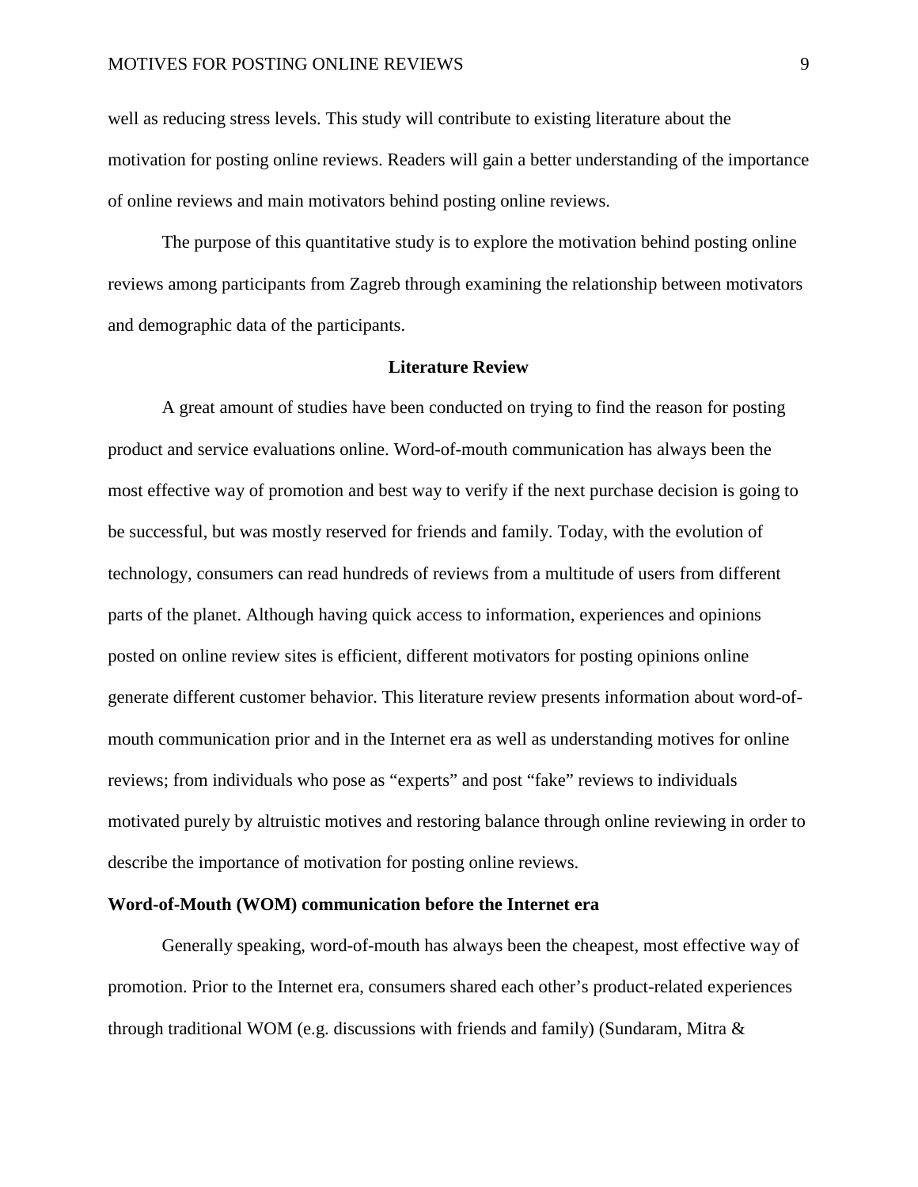well as reducing stress levels. This study will contribute to existing literature about the motivation for posting online reviews. Readers will gain a better understanding of the importance of online reviews and main motivators behind posting online reviews.

The purpose of this quantitative study is to explore the motivation behind posting online reviews among participants from Zagreb through examining the relationship between motivators and demographic data of the participants.

## Literature Review

A great amount of studies have been conducted on trying to find the reason for posting product and service evaluations online. Word-of-mouth communication has always been the most effective way of promotion and best way to verify if the next purchase decision is going to be successful, but was mostly reserved for friends and family. Today, with the evolution of technology, consumers can read hundreds of reviews from a multitude of users from different parts of the planet. Although having quick access to information, experiences and opinions posted on online review sites is efficient, different motivators for posting opinions online generate different customer behavior. This literature review presents information about word-of-mouth communication prior and in the Internet era as well as understanding motives for online reviews; from individuals who pose as "experts" and post "fake" reviews to individuals motivated purely by altruistic motives and restoring balance through online reviewing in order to describe the importance of motivation for posting online reviews.

### Word-of-Mouth (WOM) communication before the Internet era

Generally speaking, word-of-mouth has always been the cheapest, most effective way of promotion. Prior to the Internet era, consumers shared each other's product-related experiences through traditional WOM (e.g. discussions with friends and family) (Sundaram, Mitra &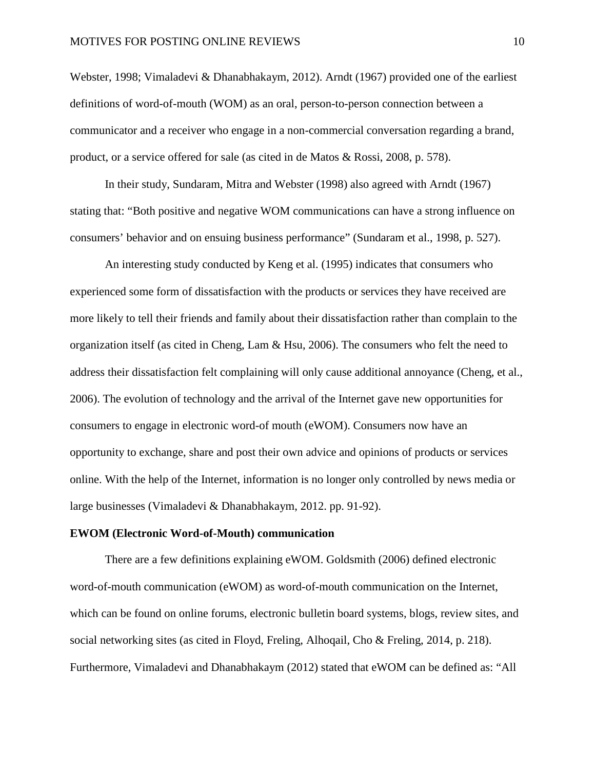Webster, 1998; Vimaladevi & Dhanabhakaym, 2012). Arndt (1967) provided one of the earliest definitions of word-of-mouth (WOM) as an oral, person-to-person connection between a communicator and a receiver who engage in a non-commercial conversation regarding a brand, product, or a service offered for sale (as cited in de Matos & Rossi, 2008, p. 578).

In their study, Sundaram, Mitra and Webster (1998) also agreed with Arndt (1967) stating that: "Both positive and negative WOM communications can have a strong influence on consumers' behavior and on ensuing business performance" (Sundaram et al., 1998, p. 527).

An interesting study conducted by Keng et al. (1995) indicates that consumers who experienced some form of dissatisfaction with the products or services they have received are more likely to tell their friends and family about their dissatisfaction rather than complain to the organization itself (as cited in Cheng, Lam & Hsu, 2006). The consumers who felt the need to address their dissatisfaction felt complaining will only cause additional annoyance (Cheng, et al., 2006). The evolution of technology and the arrival of the Internet gave new opportunities for consumers to engage in electronic word-of mouth (eWOM). Consumers now have an opportunity to exchange, share and post their own advice and opinions of products or services online. With the help of the Internet, information is no longer only controlled by news media or large businesses (Vimaladevi & Dhanabhakaym, 2012. pp. 91-92).

**EWOM (Electronic Word-of-Mouth) communication**

There are a few definitions explaining eWOM. Goldsmith (2006) defined electronic word-of-mouth communication (eWOM) as word-of-mouth communication on the Internet, which can be found on online forums, electronic bulletin board systems, blogs, review sites, and social networking sites (as cited in Floyd, Freling, Alhoqail, Cho & Freling, 2014, p. 218). Furthermore, Vimaladevi and Dhanabhakaym (2012) stated that eWOM can be defined as: "All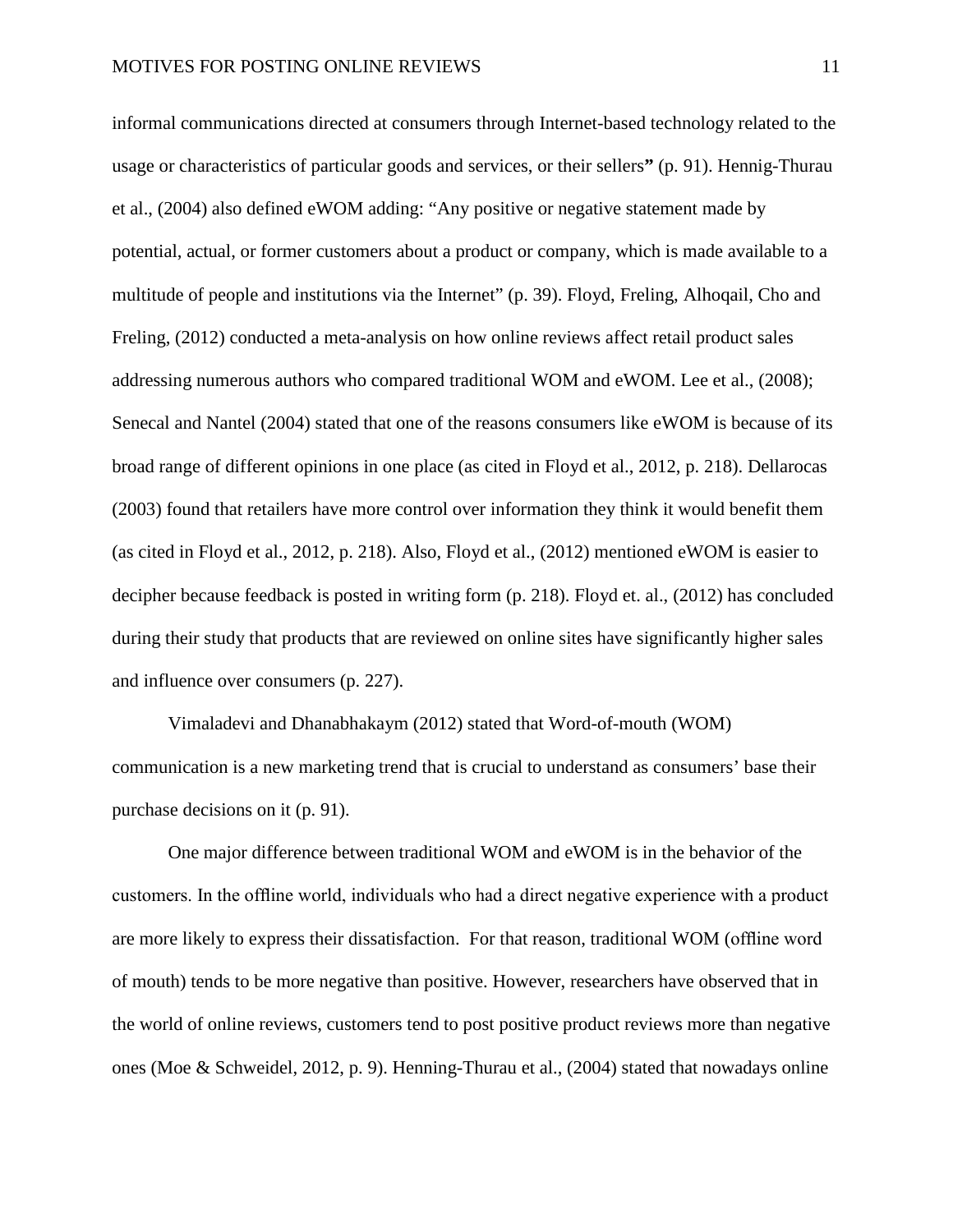informal communications directed at consumers through Internet-based technology related to the usage or characteristics of particular goods and services, or their sellers**"** (p. 91). Hennig-Thurau et al., (2004) also defined eWOM adding: “Any positive or negative statement made by potential, actual, or former customers about a product or company, which is made available to a multitude of people and institutions via the Internet” (p. 39). Floyd, Freling, Alhoqail, Cho and Freling, (2012) conducted a meta-analysis on how online reviews affect retail product sales addressing numerous authors who compared traditional WOM and eWOM. Lee et al., (2008); Senecal and Nantel (2004) stated that one of the reasons consumers like eWOM is because of its broad range of different opinions in one place (as cited in Floyd et al., 2012, p. 218). Dellarocas (2003) found that retailers have more control over information they think it would benefit them (as cited in Floyd et al., 2012, p. 218). Also, Floyd et al., (2012) mentioned eWOM is easier to decipher because feedback is posted in writing form (p. 218). Floyd et. al., (2012) has concluded during their study that products that are reviewed on online sites have significantly higher sales and influence over consumers (p. 227).

Vimaladevi and Dhanabhakaym (2012) stated that Word-of-mouth (WOM) communication is a new marketing trend that is crucial to understand as consumers’ base their purchase decisions on it (p. 91).

One major difference between traditional WOM and eWOM is in the behavior of the customers. In the offline world, individuals who had a direct negative experience with a product are more likely to express their dissatisfaction. For that reason, traditional WOM (offline word of mouth) tends to be more negative than positive. However, researchers have observed that in the world of online reviews, customers tend to post positive product reviews more than negative ones (Moe & Schweidel, 2012, p. 9). Henning-Thurau et al., (2004) stated that nowadays online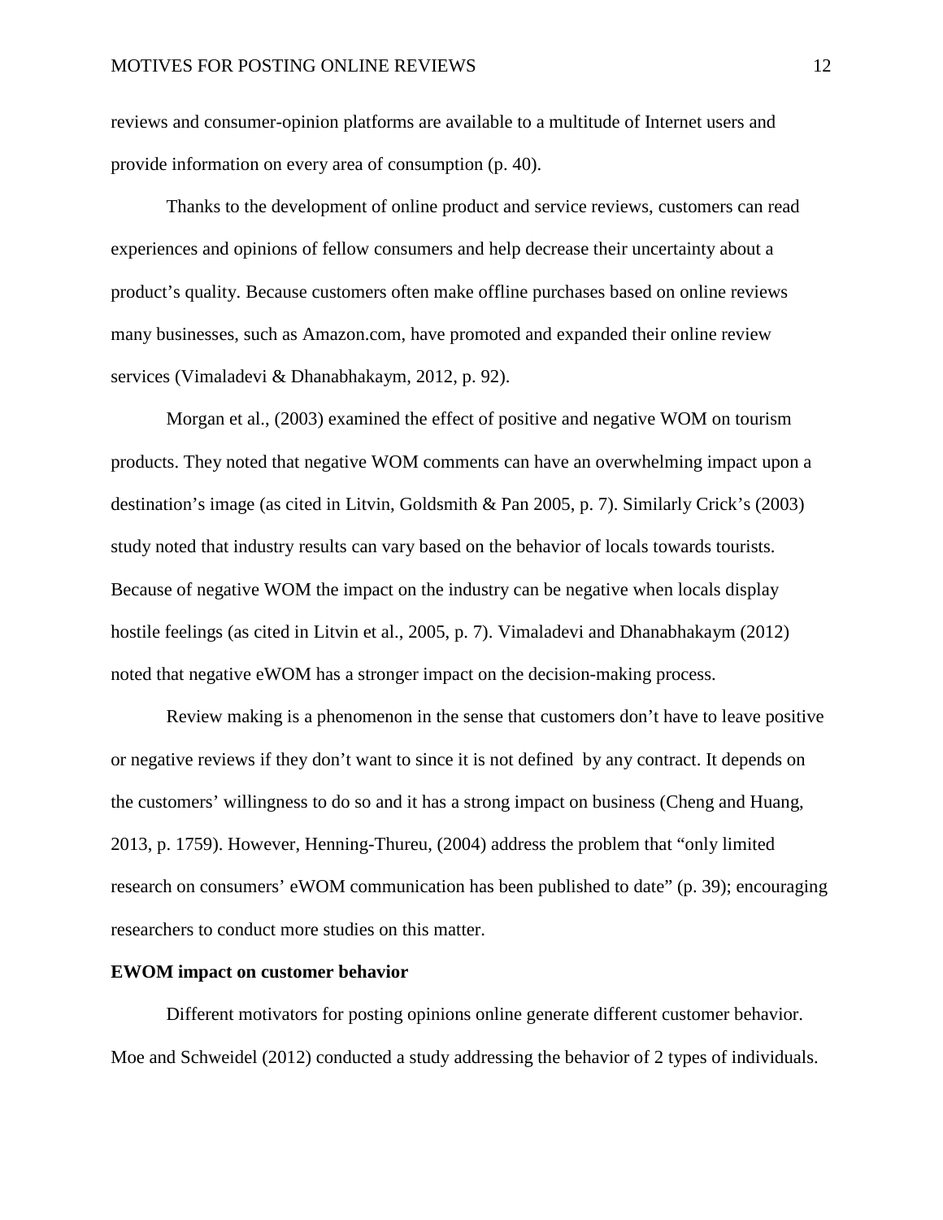reviews and consumer-opinion platforms are available to a multitude of Internet users and provide information on every area of consumption (p. 40).

Thanks to the development of online product and service reviews, customers can read experiences and opinions of fellow consumers and help decrease their uncertainty about a product's quality. Because customers often make offline purchases based on online reviews many businesses, such as Amazon.com, have promoted and expanded their online review services (Vimaladevi & Dhanabhakaym, 2012, p. 92).

Morgan et al., (2003) examined the effect of positive and negative WOM on tourism products. They noted that negative WOM comments can have an overwhelming impact upon a destination's image (as cited in Litvin, Goldsmith & Pan 2005, p. 7). Similarly Crick's (2003) study noted that industry results can vary based on the behavior of locals towards tourists. Because of negative WOM the impact on the industry can be negative when locals display hostile feelings (as cited in Litvin et al., 2005, p. 7). Vimaladevi and Dhanabhakaym (2012) noted that negative eWOM has a stronger impact on the decision-making process.

Review making is a phenomenon in the sense that customers don't have to leave positive or negative reviews if they don't want to since it is not defined by any contract. It depends on the customers' willingness to do so and it has a strong impact on business (Cheng and Huang, 2013, p. 1759). However, Henning-Thureu, (2004) address the problem that "only limited research on consumers' eWOM communication has been published to date" (p. 39); encouraging researchers to conduct more studies on this matter.

**EWOM impact on customer behavior**

Different motivators for posting opinions online generate different customer behavior. Moe and Schweidel (2012) conducted a study addressing the behavior of 2 types of individuals.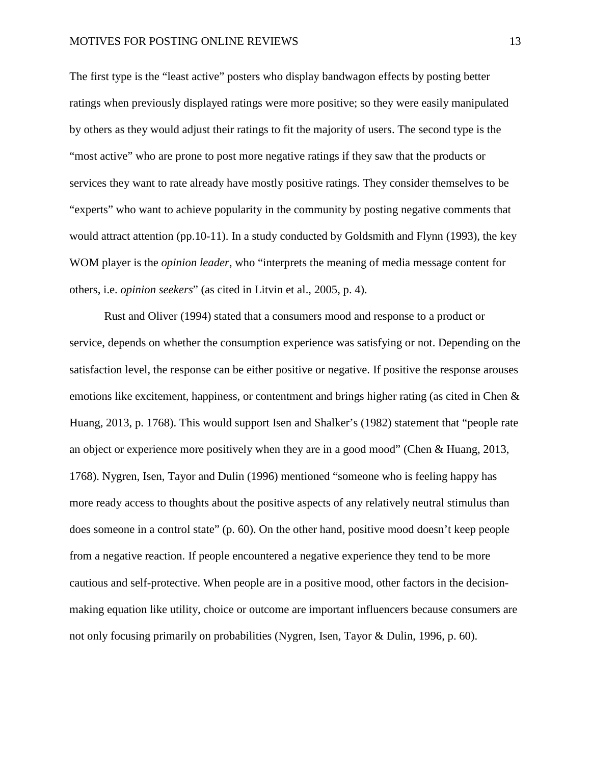The first type is the “least active” posters who display bandwagon effects by posting better ratings when previously displayed ratings were more positive; so they were easily manipulated by others as they would adjust their ratings to fit the majority of users. The second type is the “most active” who are prone to post more negative ratings if they saw that the products or services they want to rate already have mostly positive ratings. They consider themselves to be “experts” who want to achieve popularity in the community by posting negative comments that would attract attention (pp.10-11). In a study conducted by Goldsmith and Flynn (1993), the key WOM player is the *opinion leader*, who “interprets the meaning of media message content for others, i.e. *opinion seekers*” (as cited in Litvin et al., 2005, p. 4).

Rust and Oliver (1994) stated that a consumers mood and response to a product or service, depends on whether the consumption experience was satisfying or not. Depending on the satisfaction level, the response can be either positive or negative. If positive the response arouses emotions like excitement, happiness, or contentment and brings higher rating (as cited in Chen & Huang, 2013, p. 1768). This would support Isen and Shalker’s (1982) statement that “people rate an object or experience more positively when they are in a good mood” (Chen & Huang, 2013, 1768). Nygren, Isen, Tayor and Dulin (1996) mentioned “someone who is feeling happy has more ready access to thoughts about the positive aspects of any relatively neutral stimulus than does someone in a control state” (p. 60). On the other hand, positive mood doesn’t keep people from a negative reaction. If people encountered a negative experience they tend to be more cautious and self-protective. When people are in a positive mood, other factors in the decision-making equation like utility, choice or outcome are important influencers because consumers are not only focusing primarily on probabilities (Nygren, Isen, Tayor & Dulin, 1996, p. 60).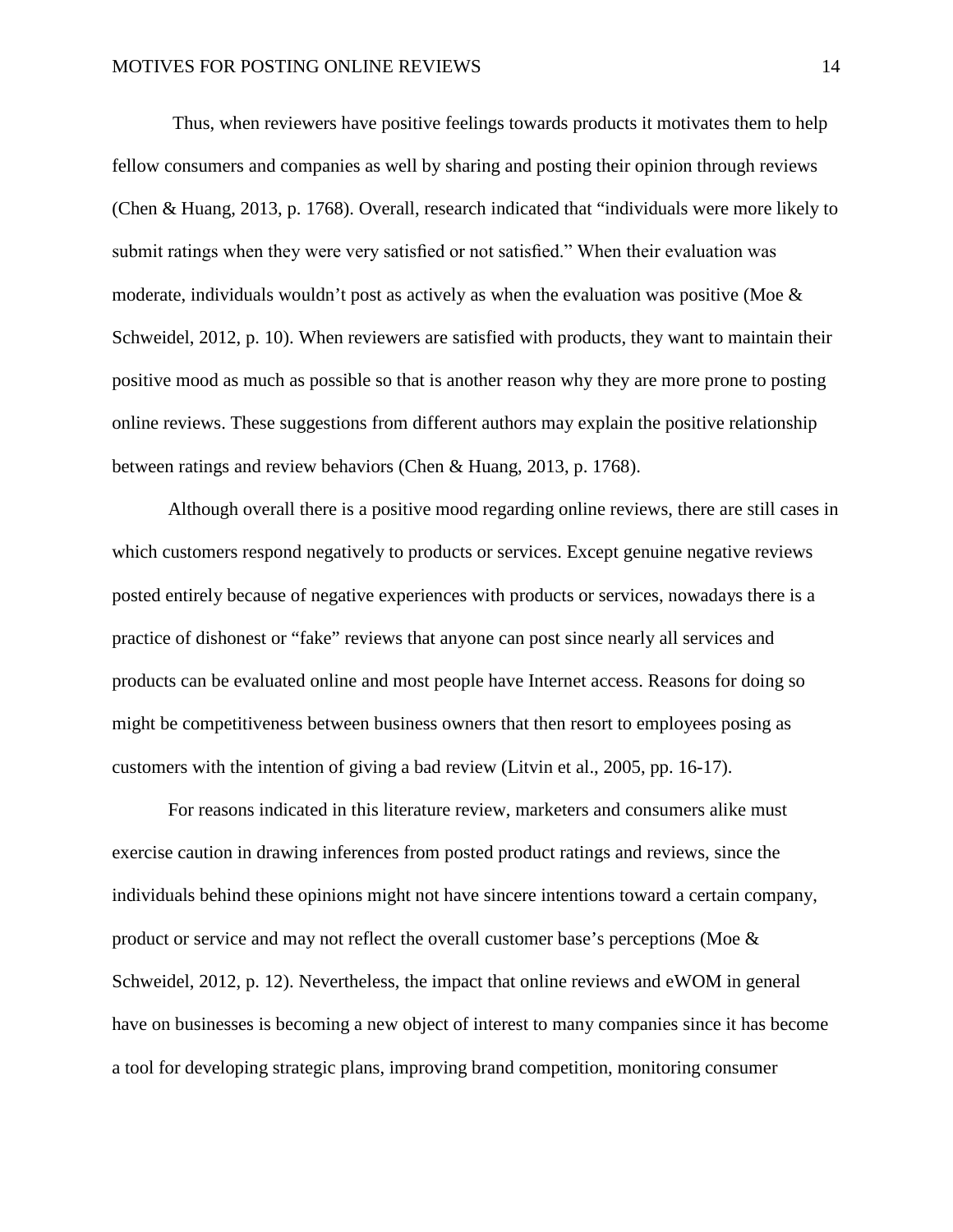Thus, when reviewers have positive feelings towards products it motivates them to help fellow consumers and companies as well by sharing and posting their opinion through reviews (Chen & Huang, 2013, p. 1768). Overall, research indicated that “individuals were more likely to submit ratings when they were very satisfied or not satisfied.” When their evaluation was moderate, individuals wouldn’t post as actively as when the evaluation was positive (Moe & Schweidel, 2012, p. 10). When reviewers are satisfied with products, they want to maintain their positive mood as much as possible so that is another reason why they are more prone to posting online reviews. These suggestions from different authors may explain the positive relationship between ratings and review behaviors (Chen & Huang, 2013, p. 1768).

Although overall there is a positive mood regarding online reviews, there are still cases in which customers respond negatively to products or services. Except genuine negative reviews posted entirely because of negative experiences with products or services, nowadays there is a practice of dishonest or “fake” reviews that anyone can post since nearly all services and products can be evaluated online and most people have Internet access. Reasons for doing so might be competitiveness between business owners that then resort to employees posing as customers with the intention of giving a bad review (Litvin et al., 2005, pp. 16-17).

For reasons indicated in this literature review, marketers and consumers alike must exercise caution in drawing inferences from posted product ratings and reviews, since the individuals behind these opinions might not have sincere intentions toward a certain company, product or service and may not reflect the overall customer base’s perceptions (Moe & Schweidel, 2012, p. 12). Nevertheless, the impact that online reviews and eWOM in general have on businesses is becoming a new object of interest to many companies since it has become a tool for developing strategic plans, improving brand competition, monitoring consumer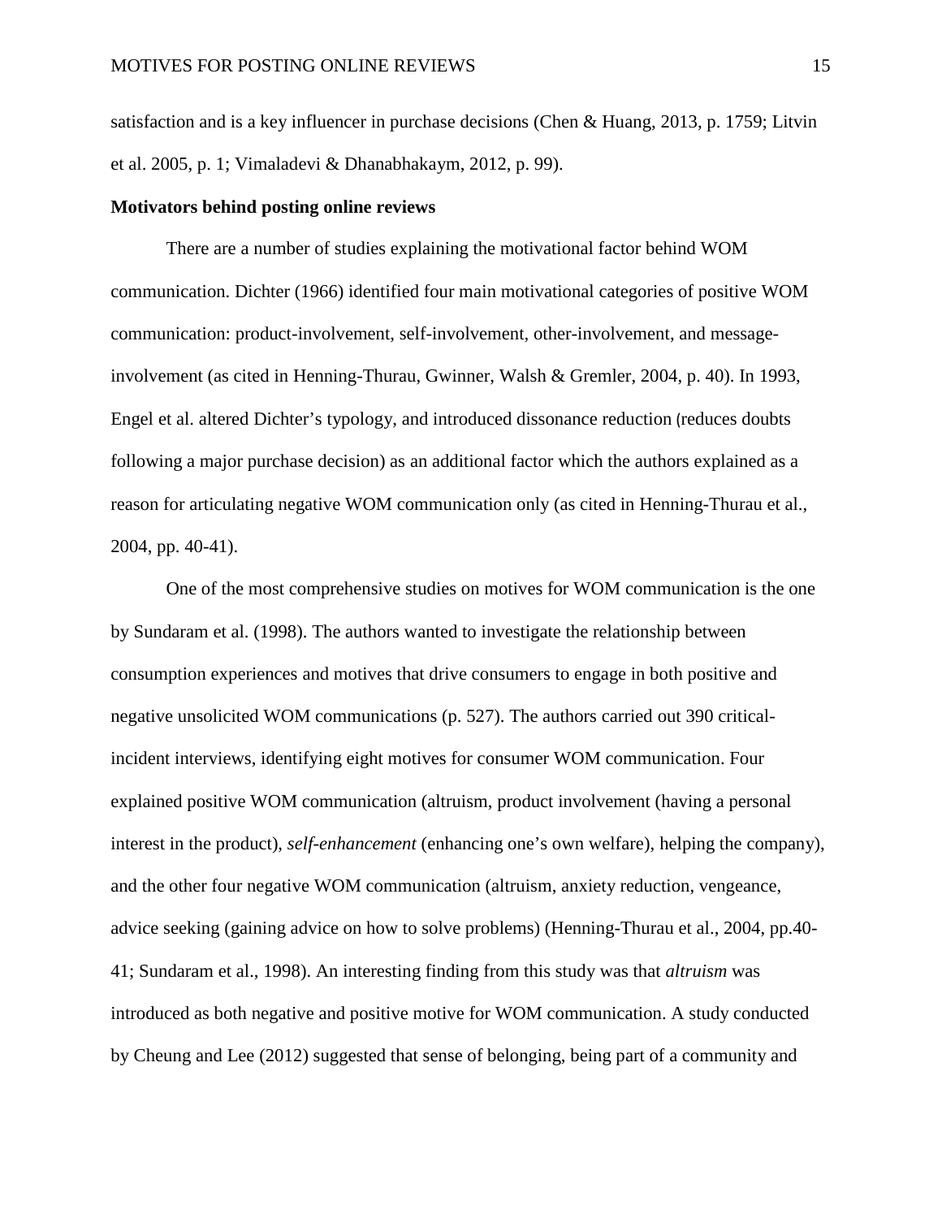satisfaction and is a key influencer in purchase decisions (Chen & Huang, 2013, p. 1759; Litvin et al. 2005, p. 1; Vimaladevi & Dhanabhakaym, 2012, p. 99).

**Motivators behind posting online reviews**

There are a number of studies explaining the motivational factor behind WOM communication. Dichter (1966) identified four main motivational categories of positive WOM communication: product-involvement, self-involvement, other-involvement, and message-involvement (as cited in Henning-Thurau, Gwinner, Walsh & Gremler, 2004, p. 40). In 1993, Engel et al. altered Dichter's typology, and introduced dissonance reduction (reduces doubts following a major purchase decision) as an additional factor which the authors explained as a reason for articulating negative WOM communication only (as cited in Henning-Thurau et al., 2004, pp. 40-41).

One of the most comprehensive studies on motives for WOM communication is the one by Sundaram et al. (1998). The authors wanted to investigate the relationship between consumption experiences and motives that drive consumers to engage in both positive and negative unsolicited WOM communications (p. 527). The authors carried out 390 critical-incident interviews, identifying eight motives for consumer WOM communication. Four explained positive WOM communication (altruism, product involvement (having a personal interest in the product), *self-enhancement* (enhancing one's own welfare), helping the company), and the other four negative WOM communication (altruism, anxiety reduction, vengeance, advice seeking (gaining advice on how to solve problems) (Henning-Thurau et al., 2004, pp.40-41; Sundaram et al., 1998). An interesting finding from this study was that *altruism* was introduced as both negative and positive motive for WOM communication. A study conducted by Cheung and Lee (2012) suggested that sense of belonging, being part of a community and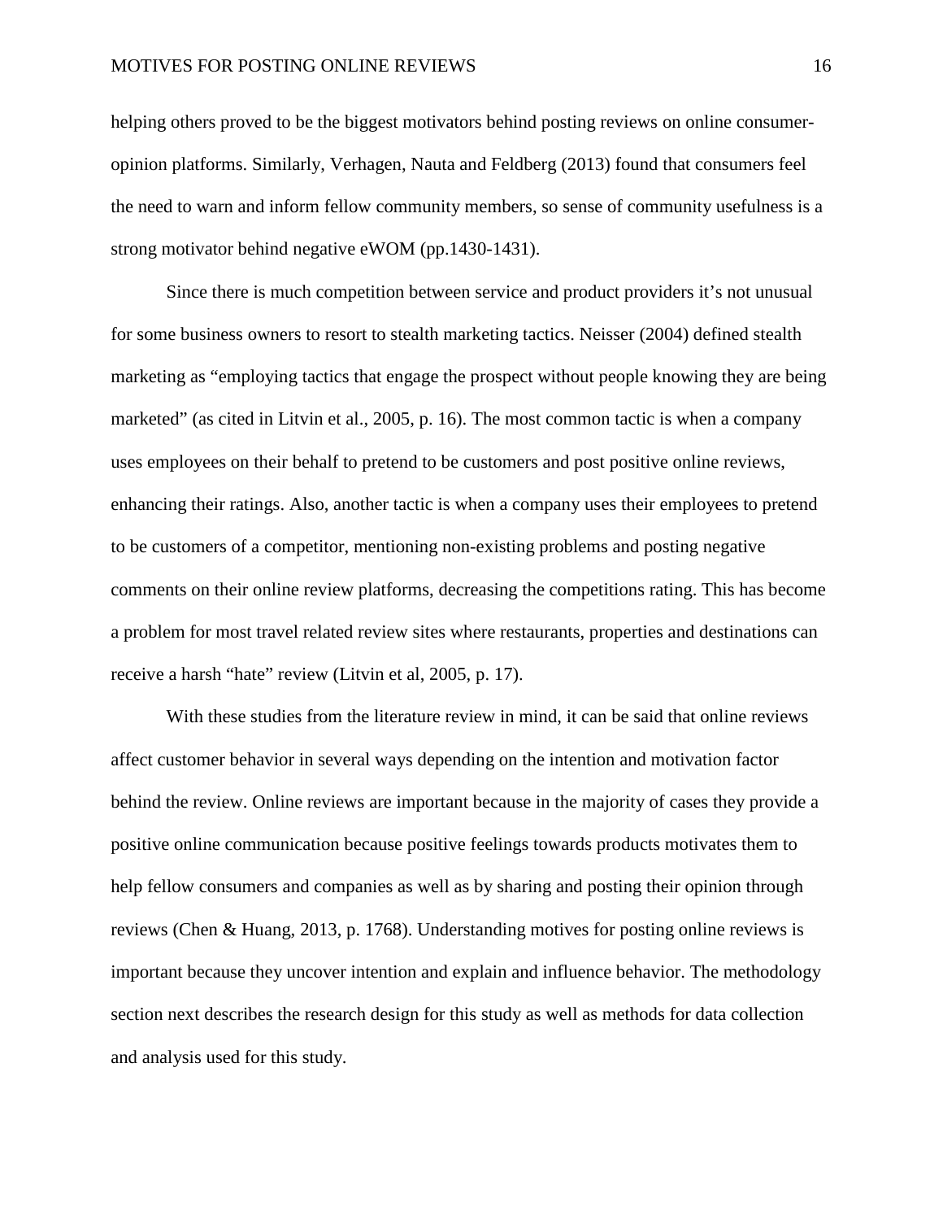helping others proved to be the biggest motivators behind posting reviews on online consumer-opinion platforms. Similarly, Verhagen, Nauta and Feldberg (2013) found that consumers feel the need to warn and inform fellow community members, so sense of community usefulness is a strong motivator behind negative eWOM (pp.1430-1431).

Since there is much competition between service and product providers it's not unusual for some business owners to resort to stealth marketing tactics. Neisser (2004) defined stealth marketing as "employing tactics that engage the prospect without people knowing they are being marketed" (as cited in Litvin et al., 2005, p. 16). The most common tactic is when a company uses employees on their behalf to pretend to be customers and post positive online reviews, enhancing their ratings. Also, another tactic is when a company uses their employees to pretend to be customers of a competitor, mentioning non-existing problems and posting negative comments on their online review platforms, decreasing the competitions rating. This has become a problem for most travel related review sites where restaurants, properties and destinations can receive a harsh "hate" review (Litvin et al, 2005, p. 17).

With these studies from the literature review in mind, it can be said that online reviews affect customer behavior in several ways depending on the intention and motivation factor behind the review. Online reviews are important because in the majority of cases they provide a positive online communication because positive feelings towards products motivates them to help fellow consumers and companies as well as by sharing and posting their opinion through reviews (Chen & Huang, 2013, p. 1768). Understanding motives for posting online reviews is important because they uncover intention and explain and influence behavior. The methodology section next describes the research design for this study as well as methods for data collection and analysis used for this study.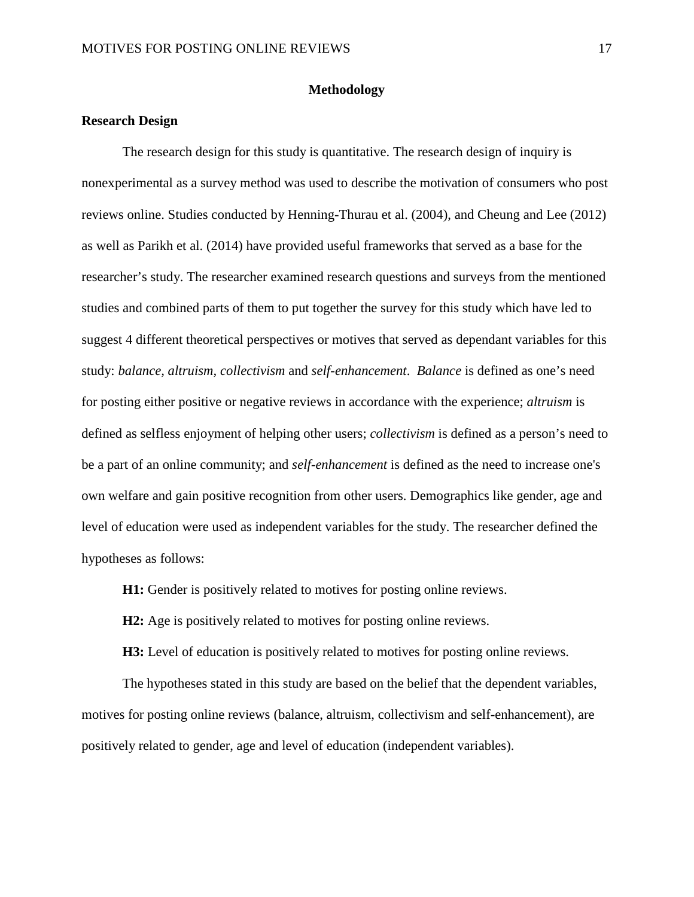## Methodology

### Research Design

The research design for this study is quantitative. The research design of inquiry is nonexperimental as a survey method was used to describe the motivation of consumers who post reviews online. Studies conducted by Henning-Thurau et al. (2004), and Cheung and Lee (2012) as well as Parikh et al. (2014) have provided useful frameworks that served as a base for the researcher's study. The researcher examined research questions and surveys from the mentioned studies and combined parts of them to put together the survey for this study which have led to suggest 4 different theoretical perspectives or motives that served as dependant variables for this study: *balance*, *altruism*, *collectivism* and *self-enhancement*. *Balance* is defined as one's need for posting either positive or negative reviews in accordance with the experience; *altruism* is defined as selfless enjoyment of helping other users; *collectivism* is defined as a person's need to be a part of an online community; and *self-enhancement* is defined as the need to increase one's own welfare and gain positive recognition from other users. Demographics like gender, age and level of education were used as independent variables for the study. The researcher defined the hypotheses as follows:

**H1:** Gender is positively related to motives for posting online reviews.

**H2:** Age is positively related to motives for posting online reviews.

**H3:** Level of education is positively related to motives for posting online reviews.

The hypotheses stated in this study are based on the belief that the dependent variables, motives for posting online reviews (balance, altruism, collectivism and self-enhancement), are positively related to gender, age and level of education (independent variables).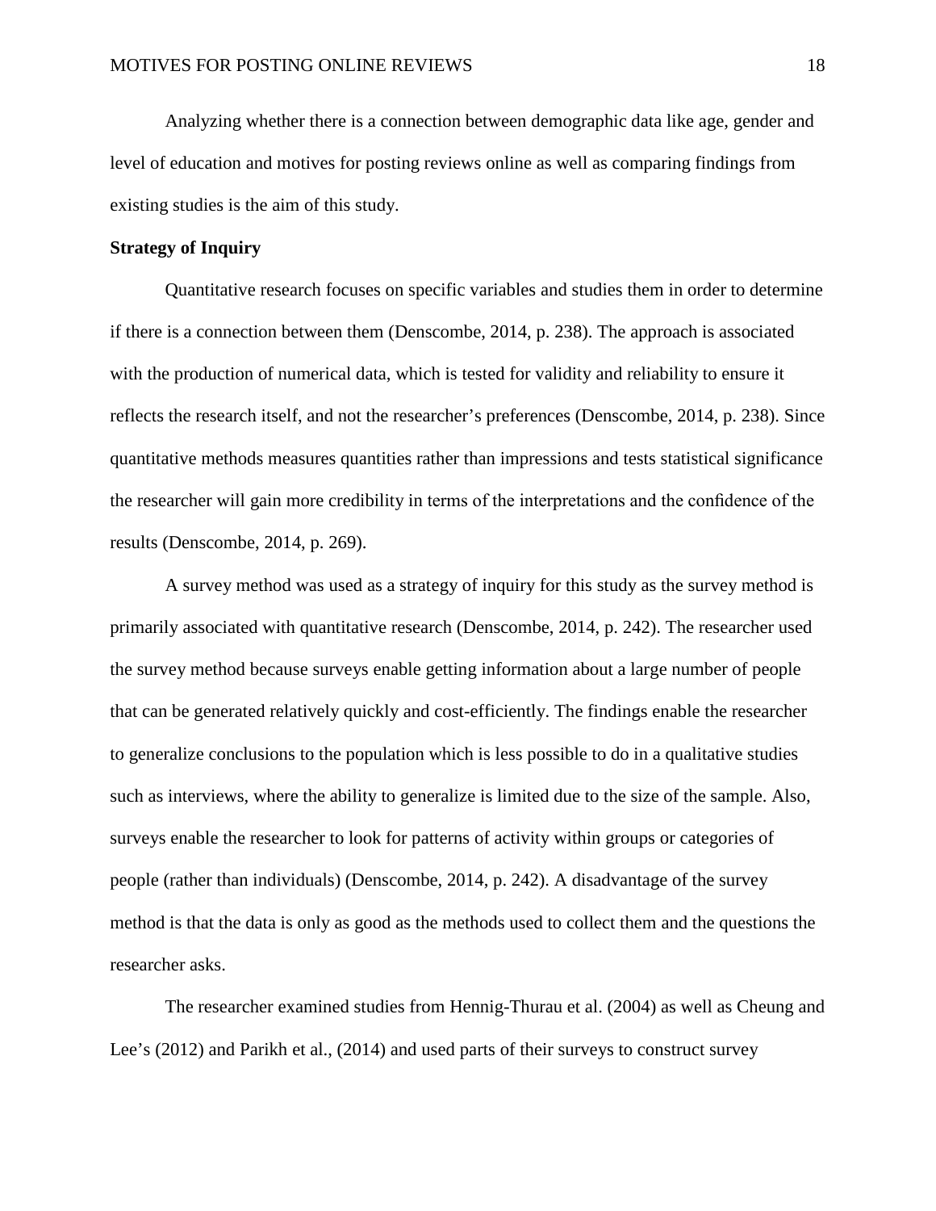Analyzing whether there is a connection between demographic data like age, gender and level of education and motives for posting reviews online as well as comparing findings from existing studies is the aim of this study.

**Strategy of Inquiry**

Quantitative research focuses on specific variables and studies them in order to determine if there is a connection between them (Denscombe, 2014, p. 238). The approach is associated with the production of numerical data, which is tested for validity and reliability to ensure it reflects the research itself, and not the researcher's preferences (Denscombe, 2014, p. 238). Since quantitative methods measures quantities rather than impressions and tests statistical significance the researcher will gain more credibility in terms of the interpretations and the confidence of the results (Denscombe, 2014, p. 269).

A survey method was used as a strategy of inquiry for this study as the survey method is primarily associated with quantitative research (Denscombe, 2014, p. 242). The researcher used the survey method because surveys enable getting information about a large number of people that can be generated relatively quickly and cost-efficiently. The findings enable the researcher to generalize conclusions to the population which is less possible to do in a qualitative studies such as interviews, where the ability to generalize is limited due to the size of the sample. Also, surveys enable the researcher to look for patterns of activity within groups or categories of people (rather than individuals) (Denscombe, 2014, p. 242). A disadvantage of the survey method is that the data is only as good as the methods used to collect them and the questions the researcher asks.

The researcher examined studies from Hennig-Thurau et al. (2004) as well as Cheung and Lee's (2012) and Parikh et al., (2014) and used parts of their surveys to construct survey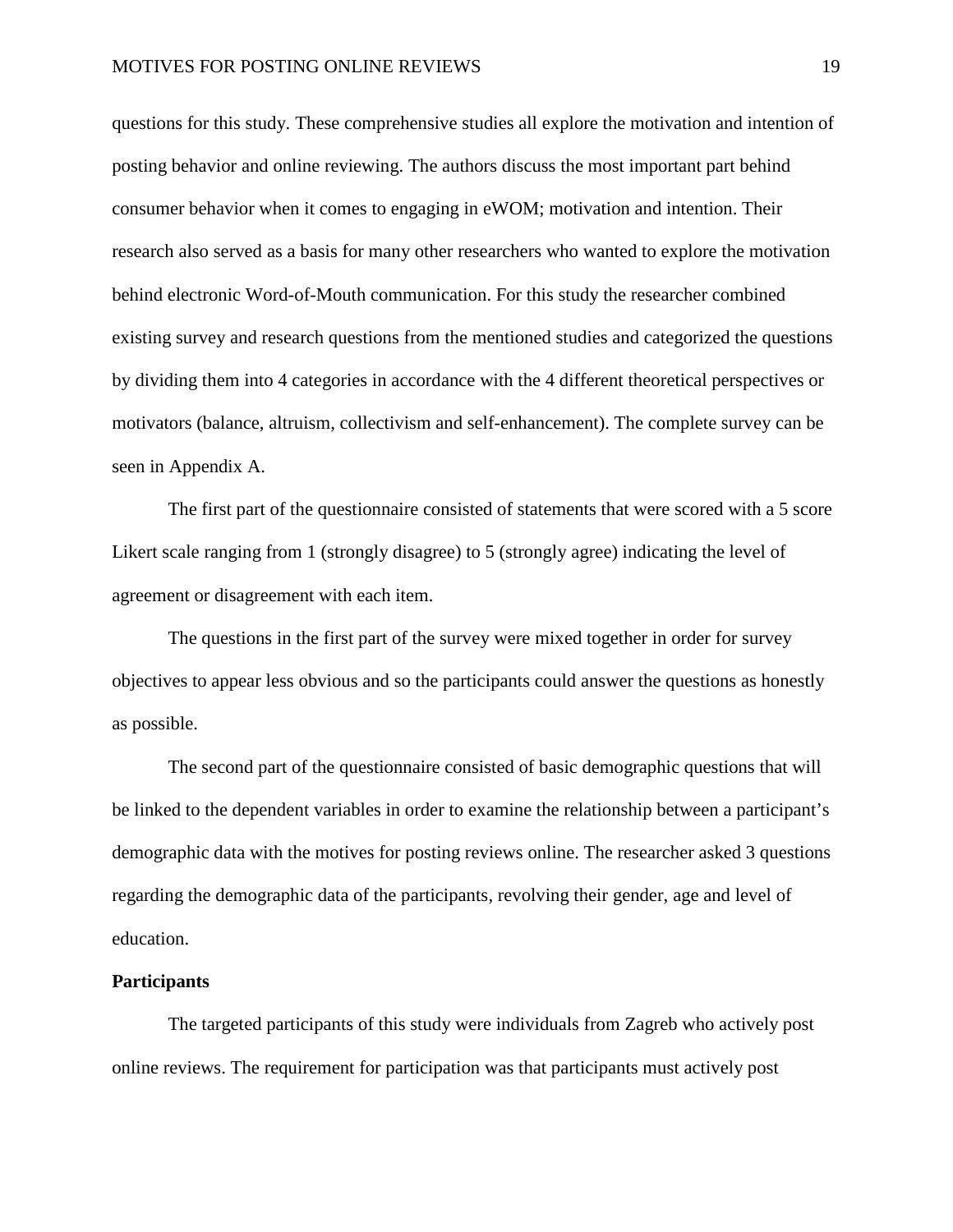questions for this study. These comprehensive studies all explore the motivation and intention of posting behavior and online reviewing. The authors discuss the most important part behind consumer behavior when it comes to engaging in eWOM; motivation and intention. Their research also served as a basis for many other researchers who wanted to explore the motivation behind electronic Word-of-Mouth communication. For this study the researcher combined existing survey and research questions from the mentioned studies and categorized the questions by dividing them into 4 categories in accordance with the 4 different theoretical perspectives or motivators (balance, altruism, collectivism and self-enhancement). The complete survey can be seen in Appendix A.

The first part of the questionnaire consisted of statements that were scored with a 5 score Likert scale ranging from 1 (strongly disagree) to 5 (strongly agree) indicating the level of agreement or disagreement with each item.

The questions in the first part of the survey were mixed together in order for survey objectives to appear less obvious and so the participants could answer the questions as honestly as possible.

The second part of the questionnaire consisted of basic demographic questions that will be linked to the dependent variables in order to examine the relationship between a participant's demographic data with the motives for posting reviews online. The researcher asked 3 questions regarding the demographic data of the participants, revolving their gender, age and level of education.

**Participants**

The targeted participants of this study were individuals from Zagreb who actively post online reviews. The requirement for participation was that participants must actively post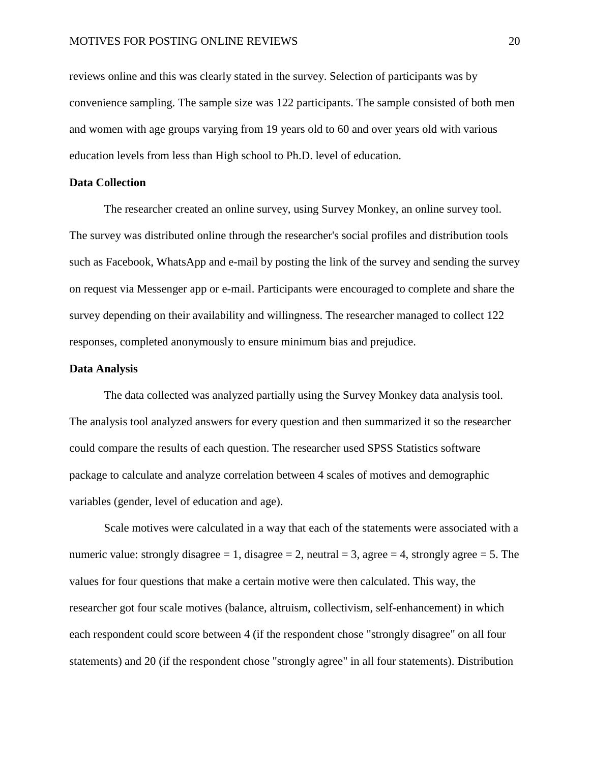reviews online and this was clearly stated in the survey. Selection of participants was by convenience sampling. The sample size was 122 participants. The sample consisted of both men and women with age groups varying from 19 years old to 60 and over years old with various education levels from less than High school to Ph.D. level of education.

**Data Collection**

The researcher created an online survey, using Survey Monkey, an online survey tool. The survey was distributed online through the researcher's social profiles and distribution tools such as Facebook, WhatsApp and e-mail by posting the link of the survey and sending the survey on request via Messenger app or e-mail. Participants were encouraged to complete and share the survey depending on their availability and willingness. The researcher managed to collect 122 responses, completed anonymously to ensure minimum bias and prejudice.

**Data Analysis**

The data collected was analyzed partially using the Survey Monkey data analysis tool. The analysis tool analyzed answers for every question and then summarized it so the researcher could compare the results of each question. The researcher used SPSS Statistics software package to calculate and analyze correlation between 4 scales of motives and demographic variables (gender, level of education and age).

Scale motives were calculated in a way that each of the statements were associated with a numeric value: strongly disagree = 1, disagree = 2, neutral = 3, agree = 4, strongly agree = 5. The values for four questions that make a certain motive were then calculated. This way, the researcher got four scale motives (balance, altruism, collectivism, self-enhancement) in which each respondent could score between 4 (if the respondent chose "strongly disagree" on all four statements) and 20 (if the respondent chose "strongly agree" in all four statements). Distribution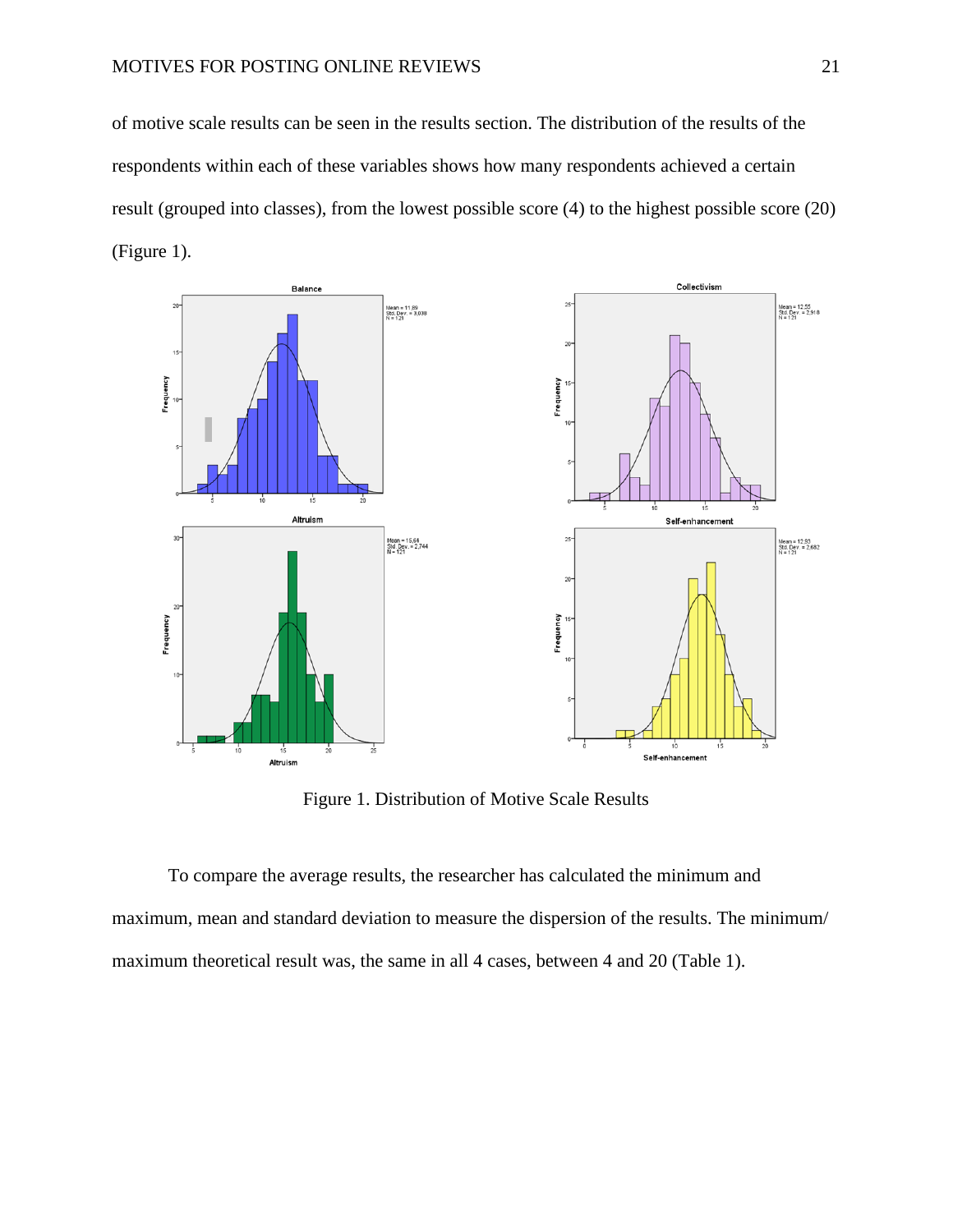of motive scale results can be seen in the results section. The distribution of the results of the respondents within each of these variables shows how many respondents achieved a certain result (grouped into classes), from the lowest possible score (4) to the highest possible score (20) (Figure 1).

Figure 1. Distribution of Motive Scale Results

To compare the average results, the researcher has calculated the minimum and maximum, mean and standard deviation to measure the dispersion of the results. The minimum/ maximum theoretical result was, the same in all 4 cases, between 4 and 20 (Table 1).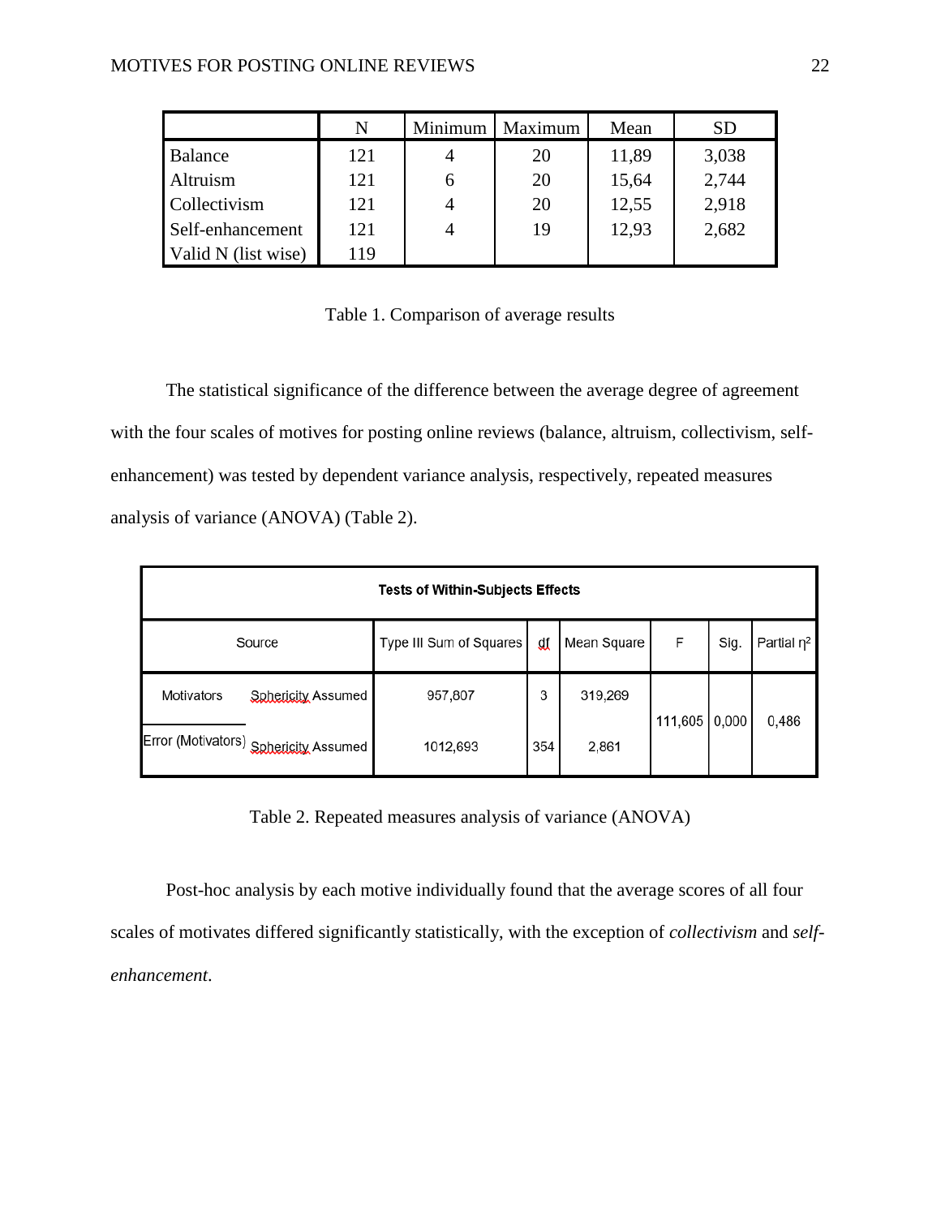|  | N | Minimum | Maximum | Mean | SD |
|---|---|---|---|---|---|
| Balance | 121 | 4 | 20 | 11,89 | 3,038 |
| Altruism | 121 | 6 | 20 | 15,64 | 2,744 |
| Collectivism | 121 | 4 | 20 | 12,55 | 2,918 |
| Self-enhancement | 121 | 4 | 19 | 12,93 | 2,682 |
| Valid N (list wise) | 119 |  |  |  |  |

Table 1. Comparison of average results

The statistical significance of the difference between the average degree of agreement with the four scales of motives for posting online reviews (balance, altruism, collectivism, self-enhancement) was tested by dependent variance analysis, respectively, repeated measures analysis of variance (ANOVA) (Table 2).

| Tests of Within-Subjects Effects | | | | | | | |
|---|---|---|---|---|---|---|---|
| Source | | Type III Sum of Squares | df | Mean Square | F | Sig. | Partial $\eta^2$ |
| Motivators | Sphericity Assumed | 957,807 | 3 | 319,269 | 111,605 | 0,000 | 0,486 |
| Error (Motivators) | Sphericity Assumed | 1012,693 | 354 | 2,861 | | | |

Table 2. Repeated measures analysis of variance (ANOVA)

Post-hoc analysis by each motive individually found that the average scores of all four scales of motivates differed significantly statistically, with the exception of *collectivism* and *self-enhancement*.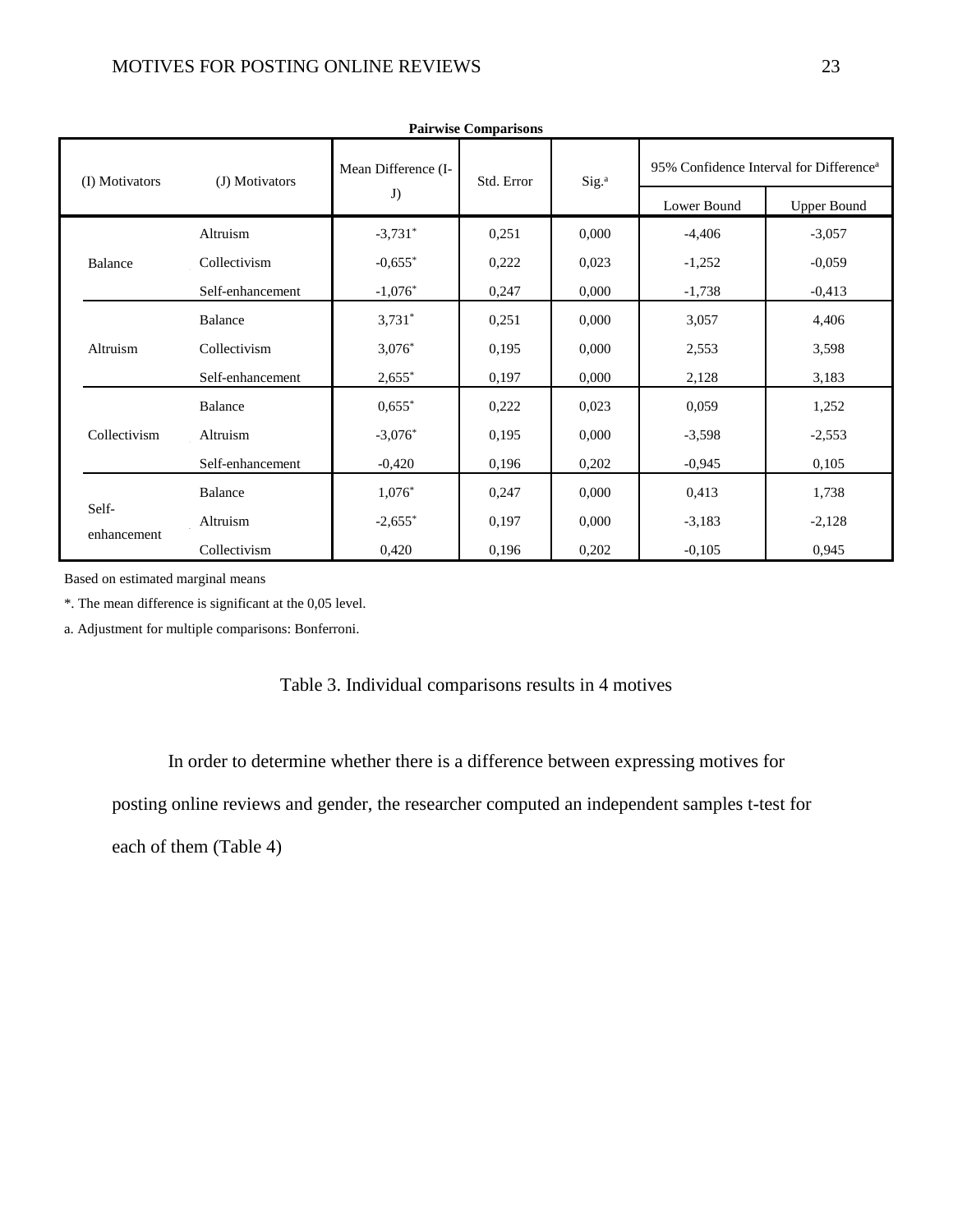**Pairwise Comparisons**

| (I) Motivators | (J) Motivators | Mean Difference (I-J) | Std. Error | Sig.[a] | 95% Confidence Interval for Difference[a] | |
|---|---|---|---|---|---|---|
| | | | | | Lower Bound | Upper Bound |
| Balance | Altruism | -3,731* | 0,251 | 0,000 | -4,406 | -3,057 |
| | Collectivism | -0,655* | 0,222 | 0,023 | -1,252 | -0,059 |
| | Self-enhancement | -1,076* | 0,247 | 0,000 | -1,738 | -0,413 |
| Altruism | Balance | 3,731* | 0,251 | 0,000 | 3,057 | 4,406 |
| | Collectivism | 3,076* | 0,195 | 0,000 | 2,553 | 3,598 |
| | Self-enhancement | 2,655* | 0,197 | 0,000 | 2,128 | 3,183 |
| Collectivism | Balance | 0,655* | 0,222 | 0,023 | 0,059 | 1,252 |
| | Altruism | -3,076* | 0,195 | 0,000 | -3,598 | -2,553 |
| | Self-enhancement | -0,420 | 0,196 | 0,202 | -0,945 | 0,105 |
| Self-enhancement | Balance | 1,076* | 0,247 | 0,000 | 0,413 | 1,738 |
| | Altruism | -2,655* | 0,197 | 0,000 | -3,183 | -2,128 |
| | Collectivism | 0,420 | 0,196 | 0,202 | -0,105 | 0,945 |

Based on estimated marginal means

*. The mean difference is significant at the 0,05 level.

a. Adjustment for multiple comparisons: Bonferroni.

Table 3. Individual comparisons results in 4 motives

In order to determine whether there is a difference between expressing motives for posting online reviews and gender, the researcher computed an independent samples t-test for each of them (Table 4)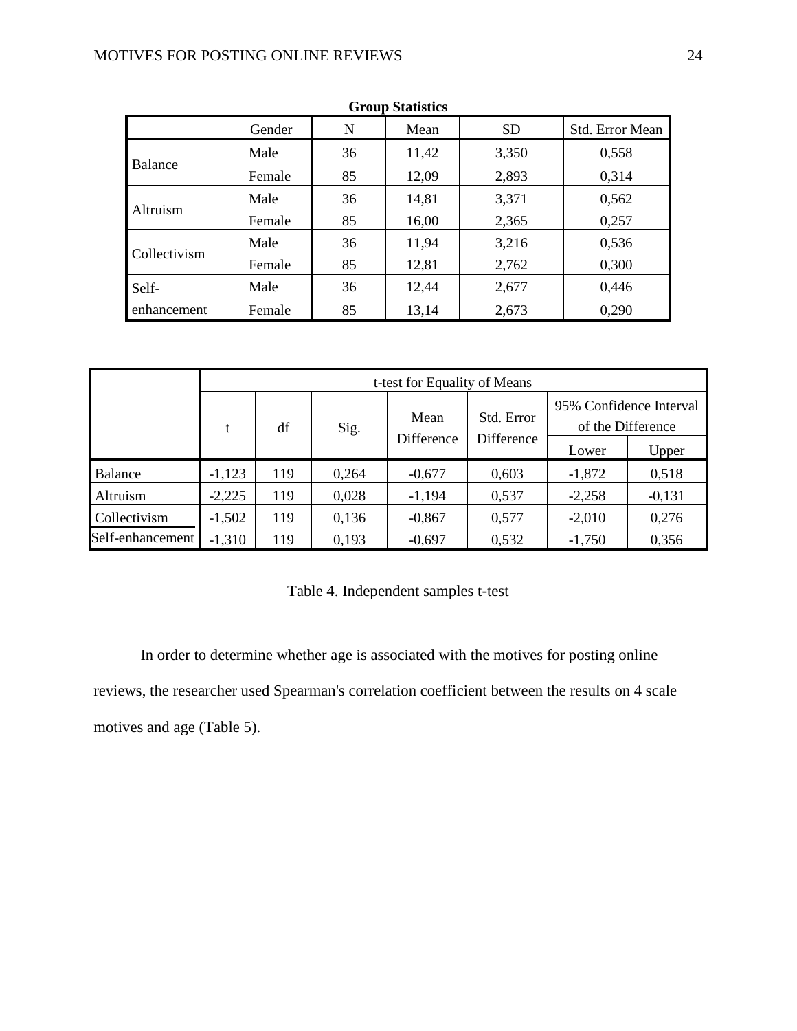**Group Statistics**

| | Gender | N | Mean | SD | Std. Error Mean |
|---|---|---|---|---|---|
| Balance | Male | 36 | 11,42 | 3,350 | 0,558 |
| | Female | 85 | 12,09 | 2,893 | 0,314 |
| Altruism | Male | 36 | 14,81 | 3,371 | 0,562 |
| | Female | 85 | 16,00 | 2,365 | 0,257 |
| Collectivism | Male | 36 | 11,94 | 3,216 | 0,536 |
| | Female | 85 | 12,81 | 2,762 | 0,300 |
| Self-enhancement | Male | 36 | 12,44 | 2,677 | 0,446 |
| | Female | 85 | 13,14 | 2,673 | 0,290 |

| | t-test for Equality of Means | | | | | | |
|---|---|---|---|---|---|---|---|
| | t | df | Sig. | Mean Difference | Std. Error Difference | 95% Confidence Interval of the Difference | |
| | | | | | | Lower | Upper |
| Balance | -1,123 | 119 | 0,264 | -0,677 | 0,603 | -1,872 | 0,518 |
| Altruism | -2,225 | 119 | 0,028 | -1,194 | 0,537 | -2,258 | -0,131 |
| Collectivism | -1,502 | 119 | 0,136 | -0,867 | 0,577 | -2,010 | 0,276 |
| Self-enhancement | -1,310 | 119 | 0,193 | -0,697 | 0,532 | -1,750 | 0,356 |

Table 4. Independent samples t-test

In order to determine whether age is associated with the motives for posting online reviews, the researcher used Spearman's correlation coefficient between the results on 4 scale motives and age (Table 5).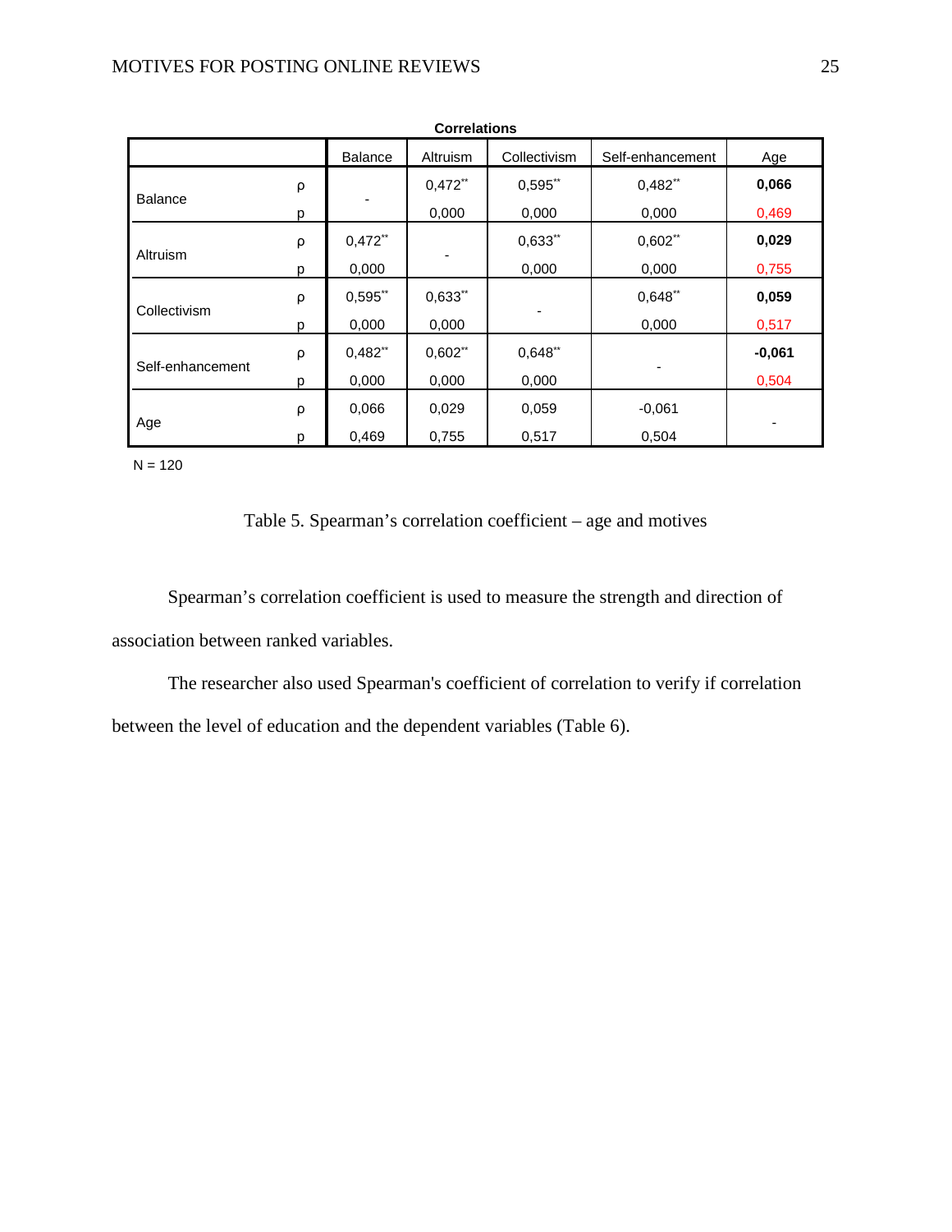**Correlations**

| | | Balance | Altruism | Collectivism | Self-enhancement | Age |
|---|---|---|---|---|---|---|
| Balance | ρ | - | 0,472** | 0,595** | 0,482** | **0,066** |
| | p | | 0,000 | 0,000 | 0,000 | 0,469 |
| Altruism | ρ | 0,472** | - | 0,633** | 0,602** | **0,029** |
| | p | 0,000 | | 0,000 | 0,000 | 0,755 |
| Collectivism | ρ | 0,595** | 0,633** | - | 0,648** | **0,059** |
| | p | 0,000 | 0,000 | | 0,000 | 0,517 |
| Self-enhancement | ρ | 0,482** | 0,602** | 0,648** | - | **-0,061** |
| | p | 0,000 | 0,000 | 0,000 | | 0,504 |
| Age | ρ | 0,066 | 0,029 | 0,059 | -0,061 | - |
| | p | 0,469 | 0,755 | 0,517 | 0,504 | |

N = 120

Table 5. Spearman's correlation coefficient – age and motives

Spearman's correlation coefficient is used to measure the strength and direction of association between ranked variables.

The researcher also used Spearman's coefficient of correlation to verify if correlation between the level of education and the dependent variables (Table 6).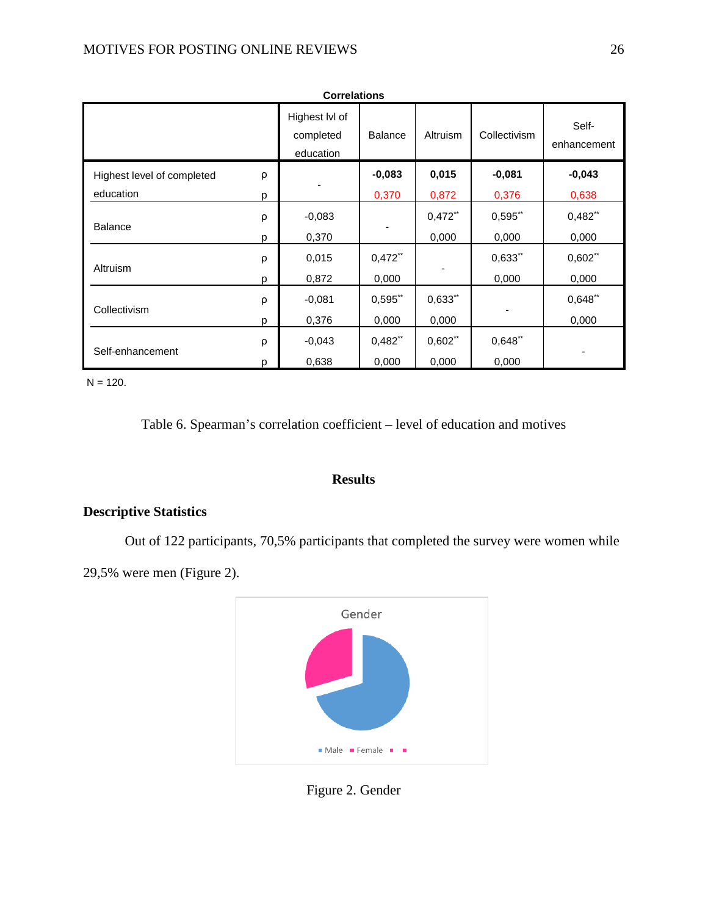**Correlations**

| | | Highest lvl of completed education | Balance | Altruism | Collectivism | Self-enhancement |
|---|---|---|---|---|---|---|
| Highest level of completed education | ρ | - | **-0,083** | **0,015** | **-0,081** | **-0,043** |
| | p | | 0,370 | 0,872 | 0,376 | 0,638 |
| Balance | ρ | -0,083 | - | 0,472** | 0,595** | 0,482** |
| | p | 0,370 | | 0,000 | 0,000 | 0,000 |
| Altruism | ρ | 0,015 | 0,472** | - | 0,633** | 0,602** |
| | p | 0,872 | 0,000 | | 0,000 | 0,000 |
| Collectivism | ρ | -0,081 | 0,595** | 0,633** | - | 0,648** |
| | p | 0,376 | 0,000 | 0,000 | | 0,000 |
| Self-enhancement | ρ | -0,043 | 0,482** | 0,602** | 0,648** | - |
| | p | 0,638 | 0,000 | 0,000 | 0,000 | |

N = 120.

Table 6. Spearman's correlation coefficient – level of education and motives

## Results

### Descriptive Statistics

Out of 122 participants, 70,5% participants that completed the survey were women while 29,5% were men (Figure 2).

Figure 2. Gender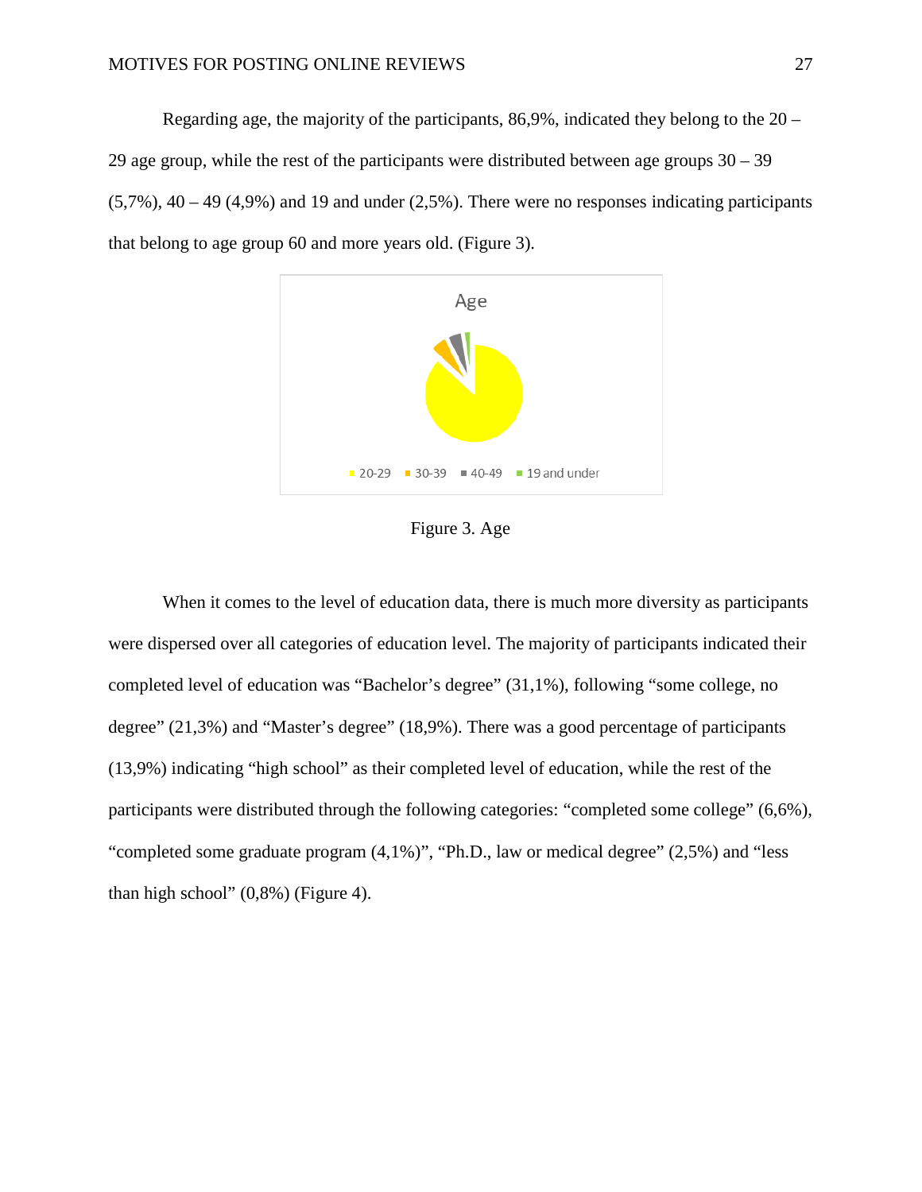Regarding age, the majority of the participants, 86,9%, indicated they belong to the 20 – 29 age group, while the rest of the participants were distributed between age groups 30 – 39 (5,7%), 40 – 49 (4,9%) and 19 and under (2,5%). There were no responses indicating participants that belong to age group 60 and more years old. (Figure 3).

Figure 3. Age

When it comes to the level of education data, there is much more diversity as participants were dispersed over all categories of education level. The majority of participants indicated their completed level of education was "Bachelor's degree" (31,1%), following "some college, no degree" (21,3%) and "Master's degree" (18,9%). There was a good percentage of participants (13,9%) indicating "high school" as their completed level of education, while the rest of the participants were distributed through the following categories: "completed some college" (6,6%), "completed some graduate program (4,1%)", "Ph.D., law or medical degree" (2,5%) and "less than high school" (0,8%) (Figure 4).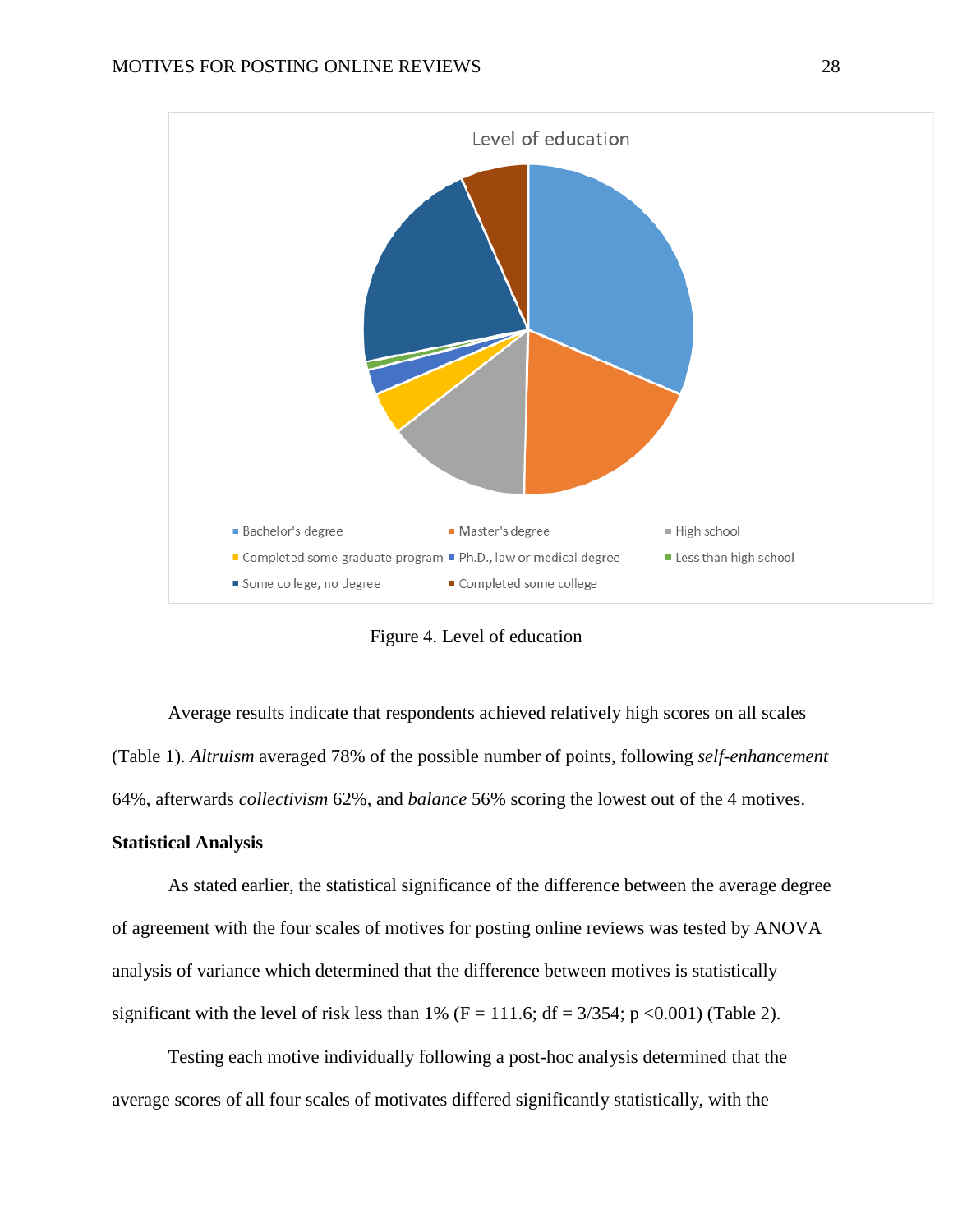Figure 4. Level of education

Average results indicate that respondents achieved relatively high scores on all scales (Table 1). *Altruism* averaged 78% of the possible number of points, following *self-enhancement* 64%, afterwards *collectivism* 62%, and *balance* 56% scoring the lowest out of the 4 motives.

**Statistical Analysis**

As stated earlier, the statistical significance of the difference between the average degree of agreement with the four scales of motives for posting online reviews was tested by ANOVA analysis of variance which determined that the difference between motives is statistically significant with the level of risk less than 1% ($F = 111.6$; $df = 3/354$; $p < 0.001$) (Table 2).

Testing each motive individually following a post-hoc analysis determined that the average scores of all four scales of motivates differed significantly statistically, with the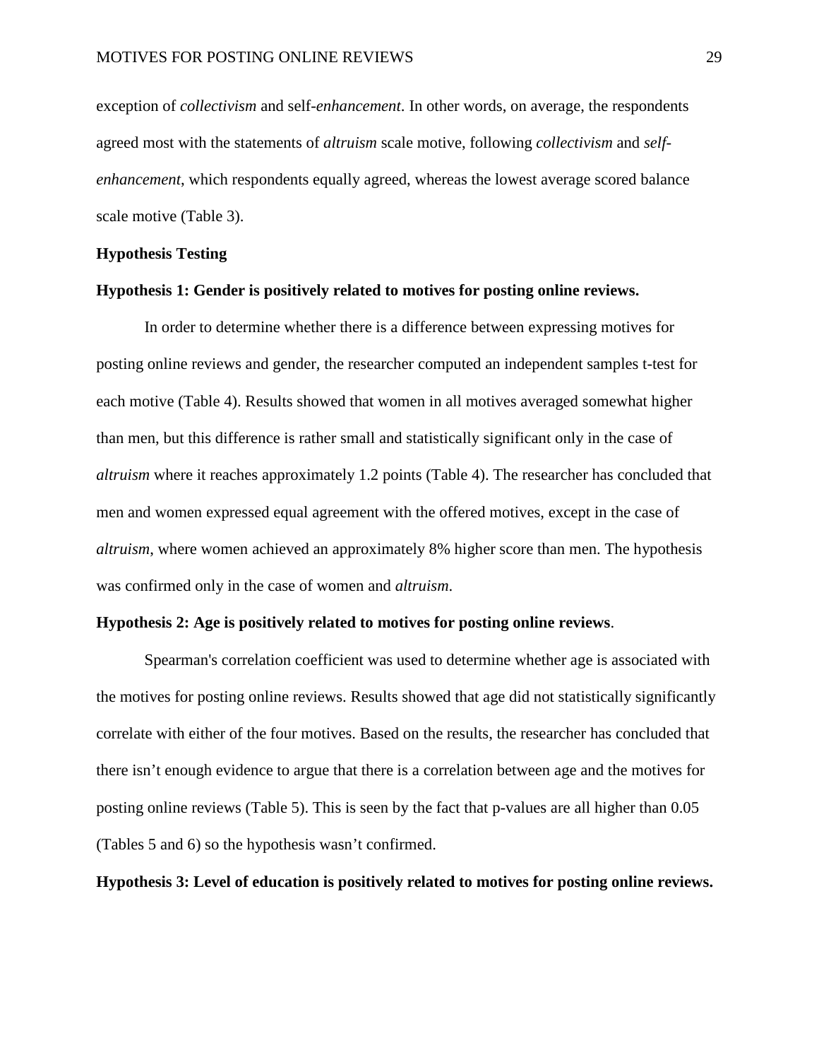exception of *collectivism* and self-*enhancement*. In other words, on average, the respondents agreed most with the statements of *altruism* scale motive, following *collectivism* and *self-enhancement*, which respondents equally agreed, whereas the lowest average scored balance scale motive (Table 3).

**Hypothesis Testing**

**Hypothesis 1: Gender is positively related to motives for posting online reviews.**

In order to determine whether there is a difference between expressing motives for posting online reviews and gender, the researcher computed an independent samples t-test for each motive (Table 4). Results showed that women in all motives averaged somewhat higher than men, but this difference is rather small and statistically significant only in the case of *altruism* where it reaches approximately 1.2 points (Table 4). The researcher has concluded that men and women expressed equal agreement with the offered motives, except in the case of *altruism*, where women achieved an approximately 8% higher score than men. The hypothesis was confirmed only in the case of women and *altruism*.

**Hypothesis 2: Age is positively related to motives for posting online reviews**.

Spearman's correlation coefficient was used to determine whether age is associated with the motives for posting online reviews. Results showed that age did not statistically significantly correlate with either of the four motives. Based on the results, the researcher has concluded that there isn't enough evidence to argue that there is a correlation between age and the motives for posting online reviews (Table 5). This is seen by the fact that p-values are all higher than 0.05 (Tables 5 and 6) so the hypothesis wasn't confirmed.

**Hypothesis 3: Level of education is positively related to motives for posting online reviews.**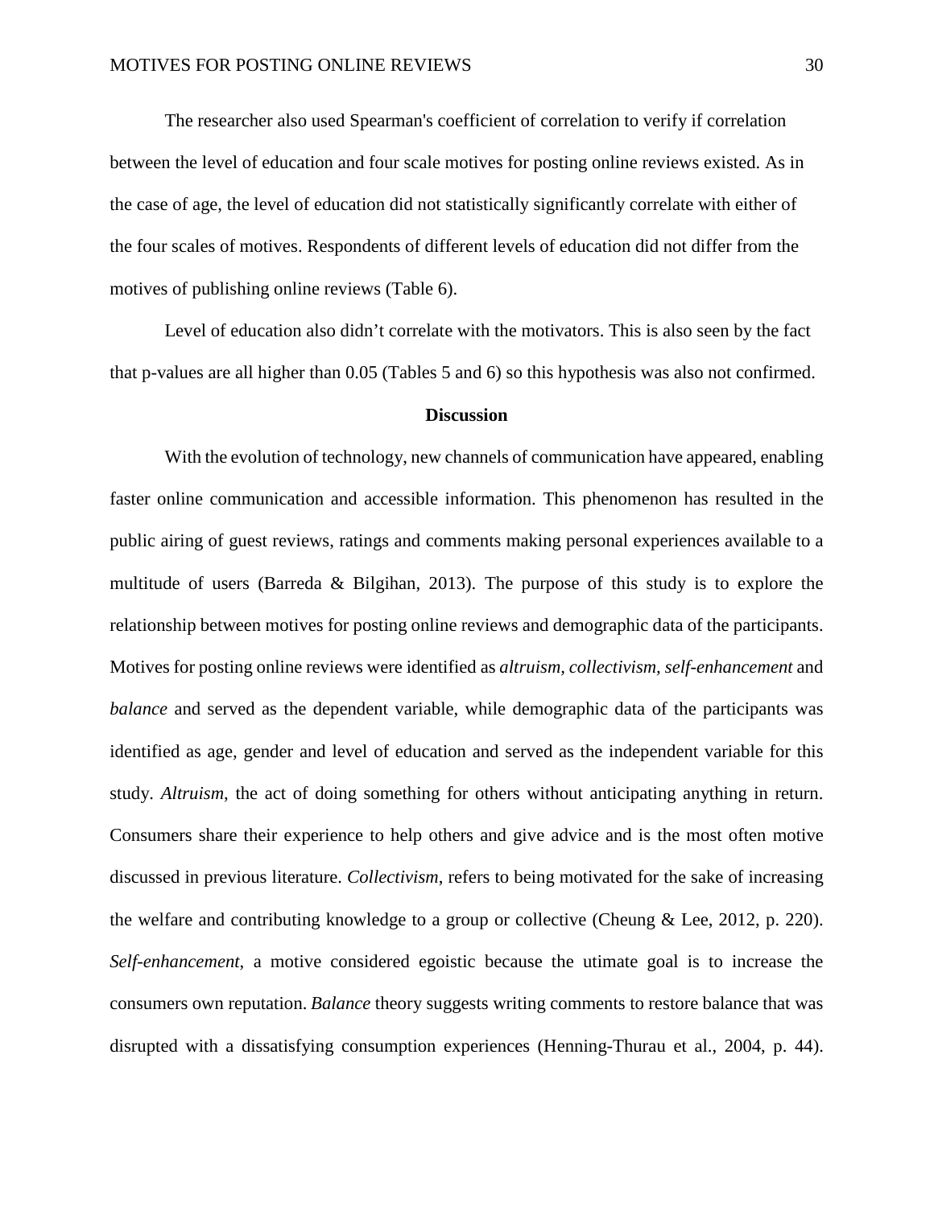The researcher also used Spearman's coefficient of correlation to verify if correlation between the level of education and four scale motives for posting online reviews existed. As in the case of age, the level of education did not statistically significantly correlate with either of the four scales of motives. Respondents of different levels of education did not differ from the motives of publishing online reviews (Table 6).

Level of education also didn't correlate with the motivators. This is also seen by the fact that p-values are all higher than 0.05 (Tables 5 and 6) so this hypothesis was also not confirmed.

## Discussion

With the evolution of technology, new channels of communication have appeared, enabling faster online communication and accessible information. This phenomenon has resulted in the public airing of guest reviews, ratings and comments making personal experiences available to a multitude of users (Barreda & Bilgihan, 2013). The purpose of this study is to explore the relationship between motives for posting online reviews and demographic data of the participants. Motives for posting online reviews were identified as *altruism, collectivism, self-enhancement* and *balance* and served as the dependent variable, while demographic data of the participants was identified as age, gender and level of education and served as the independent variable for this study. *Altruism*, the act of doing something for others without anticipating anything in return. Consumers share their experience to help others and give advice and is the most often motive discussed in previous literature. *Collectivism*, refers to being motivated for the sake of increasing the welfare and contributing knowledge to a group or collective (Cheung & Lee, 2012, p. 220). *Self-enhancement*, a motive considered egoistic because the utimate goal is to increase the consumers own reputation. *Balance* theory suggests writing comments to restore balance that was disrupted with a dissatisfying consumption experiences (Henning-Thurau et al., 2004, p. 44).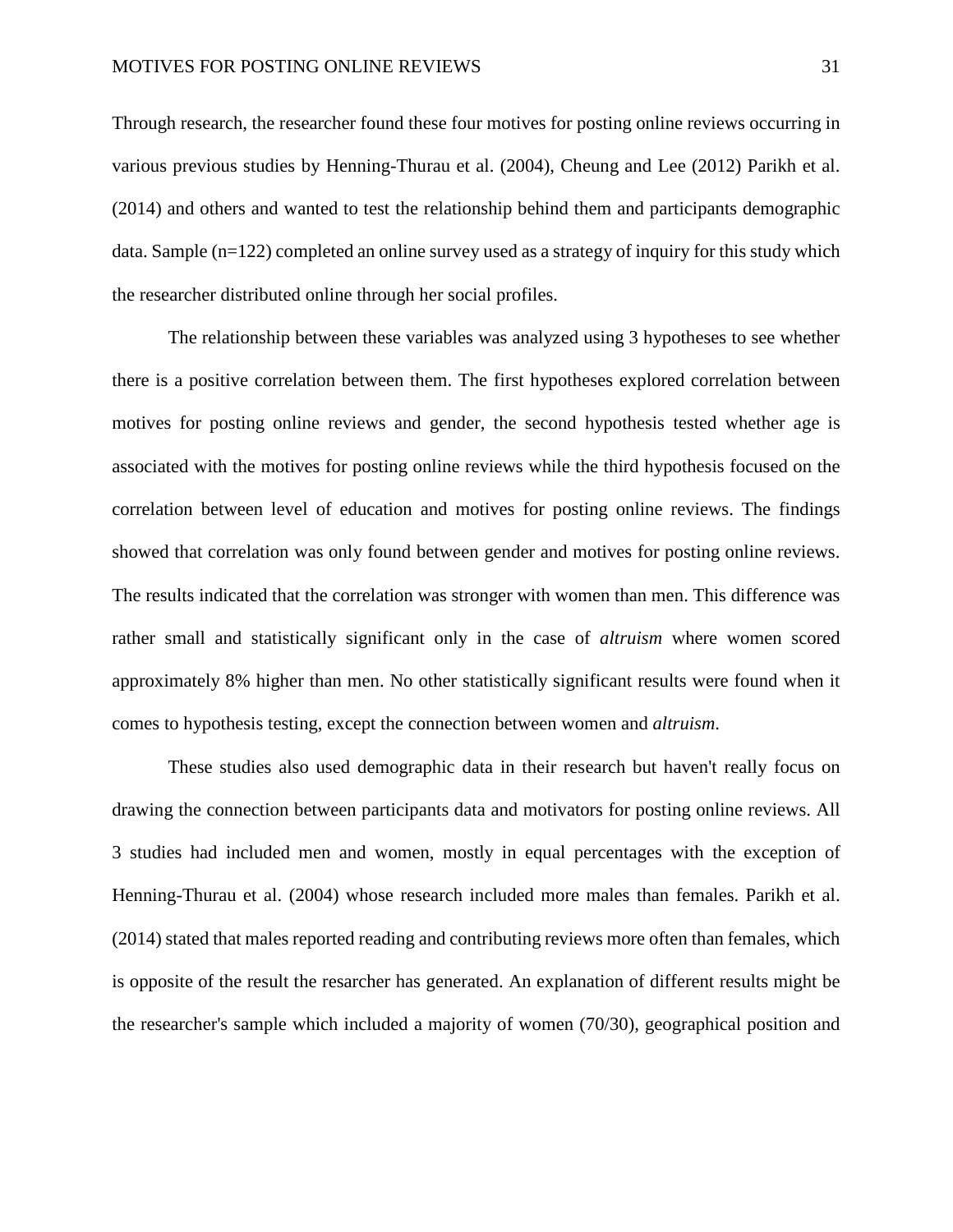Through research, the researcher found these four motives for posting online reviews occurring in various previous studies by Henning-Thurau et al. (2004), Cheung and Lee (2012) Parikh et al. (2014) and others and wanted to test the relationship behind them and participants demographic data. Sample (n=122) completed an online survey used as a strategy of inquiry for this study which the researcher distributed online through her social profiles.

The relationship between these variables was analyzed using 3 hypotheses to see whether there is a positive correlation between them. The first hypotheses explored correlation between motives for posting online reviews and gender, the second hypothesis tested whether age is associated with the motives for posting online reviews while the third hypothesis focused on the correlation between level of education and motives for posting online reviews. The findings showed that correlation was only found between gender and motives for posting online reviews. The results indicated that the correlation was stronger with women than men. This difference was rather small and statistically significant only in the case of *altruism* where women scored approximately 8% higher than men. No other statistically significant results were found when it comes to hypothesis testing, except the connection between women and *altruism*.

These studies also used demographic data in their research but haven't really focus on drawing the connection between participants data and motivators for posting online reviews. All 3 studies had included men and women, mostly in equal percentages with the exception of Henning-Thurau et al. (2004) whose research included more males than females. Parikh et al. (2014) stated that males reported reading and contributing reviews more often than females, which is opposite of the result the resarcher has generated. An explanation of different results might be the researcher's sample which included a majority of women (70/30), geographical position and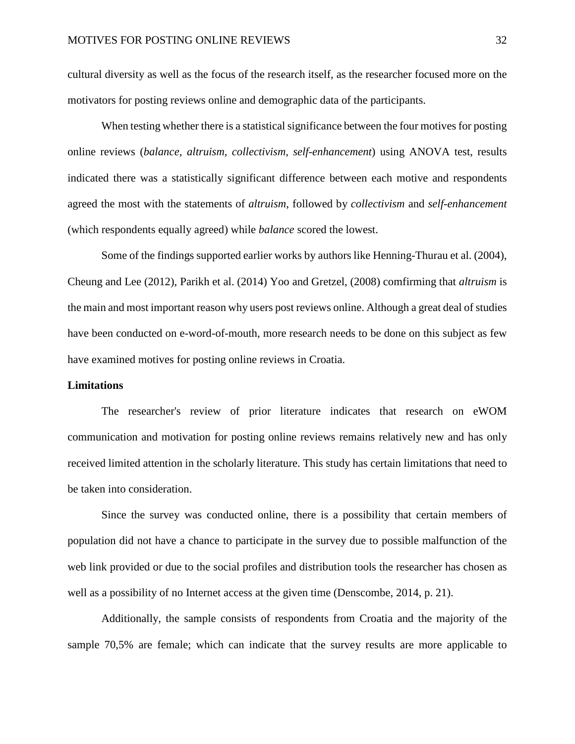cultural diversity as well as the focus of the research itself, as the researcher focused more on the motivators for posting reviews online and demographic data of the participants.

When testing whether there is a statistical significance between the four motives for posting online reviews (*balance, altruism, collectivism, self-enhancement*) using ANOVA test, results indicated there was a statistically significant difference between each motive and respondents agreed the most with the statements of *altruism*, followed by *collectivism* and *self-enhancement* (which respondents equally agreed) while *balance* scored the lowest.

Some of the findings supported earlier works by authors like Henning-Thurau et al. (2004), Cheung and Lee (2012), Parikh et al. (2014) Yoo and Gretzel, (2008) comfirming that *altruism* is the main and most important reason why users post reviews online. Although a great deal of studies have been conducted on e-word-of-mouth, more research needs to be done on this subject as few have examined motives for posting online reviews in Croatia.

**Limitations**

The researcher's review of prior literature indicates that research on eWOM communication and motivation for posting online reviews remains relatively new and has only received limited attention in the scholarly literature. This study has certain limitations that need to be taken into consideration.

Since the survey was conducted online, there is a possibility that certain members of population did not have a chance to participate in the survey due to possible malfunction of the web link provided or due to the social profiles and distribution tools the researcher has chosen as well as a possibility of no Internet access at the given time (Denscombe, 2014, p. 21).

Additionally, the sample consists of respondents from Croatia and the majority of the sample 70,5% are female; which can indicate that the survey results are more applicable to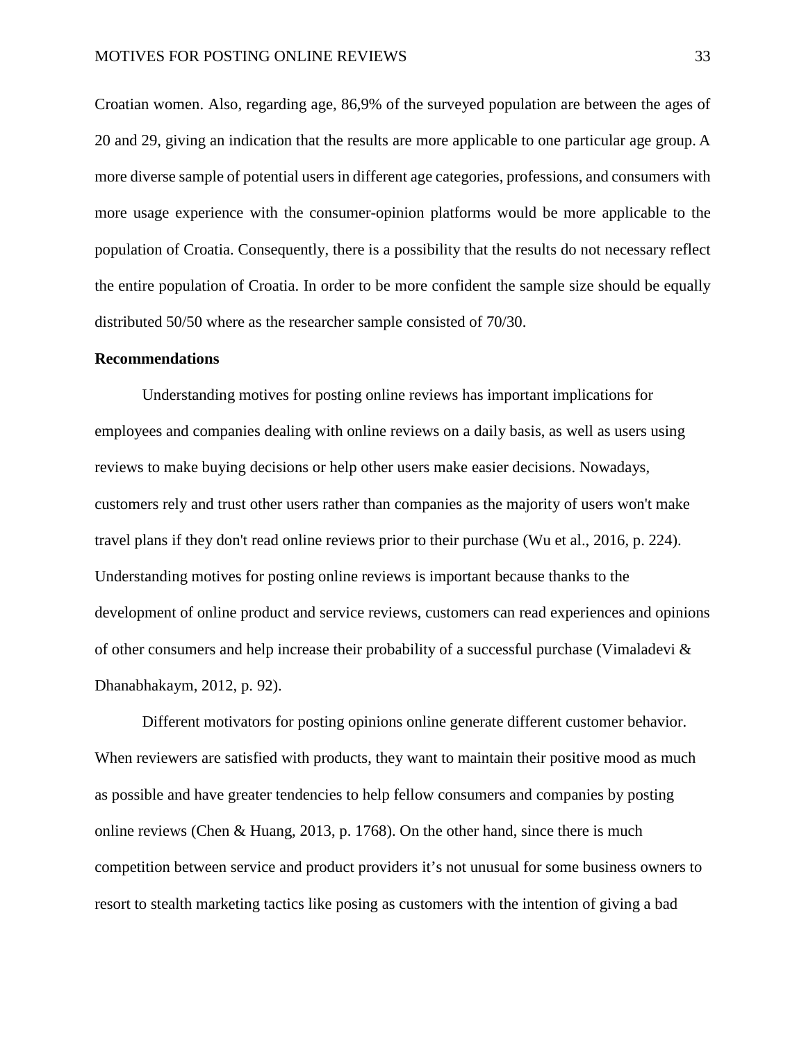Croatian women. Also, regarding age, 86,9% of the surveyed population are between the ages of 20 and 29, giving an indication that the results are more applicable to one particular age group. A more diverse sample of potential users in different age categories, professions, and consumers with more usage experience with the consumer-opinion platforms would be more applicable to the population of Croatia. Consequently, there is a possibility that the results do not necessary reflect the entire population of Croatia. In order to be more confident the sample size should be equally distributed 50/50 where as the researcher sample consisted of 70/30.

**Recommendations**

Understanding motives for posting online reviews has important implications for employees and companies dealing with online reviews on a daily basis, as well as users using reviews to make buying decisions or help other users make easier decisions. Nowadays, customers rely and trust other users rather than companies as the majority of users won't make travel plans if they don't read online reviews prior to their purchase (Wu et al., 2016, p. 224). Understanding motives for posting online reviews is important because thanks to the development of online product and service reviews, customers can read experiences and opinions of other consumers and help increase their probability of a successful purchase (Vimaladevi & Dhanabhakaym, 2012, p. 92).

Different motivators for posting opinions online generate different customer behavior. When reviewers are satisfied with products, they want to maintain their positive mood as much as possible and have greater tendencies to help fellow consumers and companies by posting online reviews (Chen & Huang, 2013, p. 1768). On the other hand, since there is much competition between service and product providers it's not unusual for some business owners to resort to stealth marketing tactics like posing as customers with the intention of giving a bad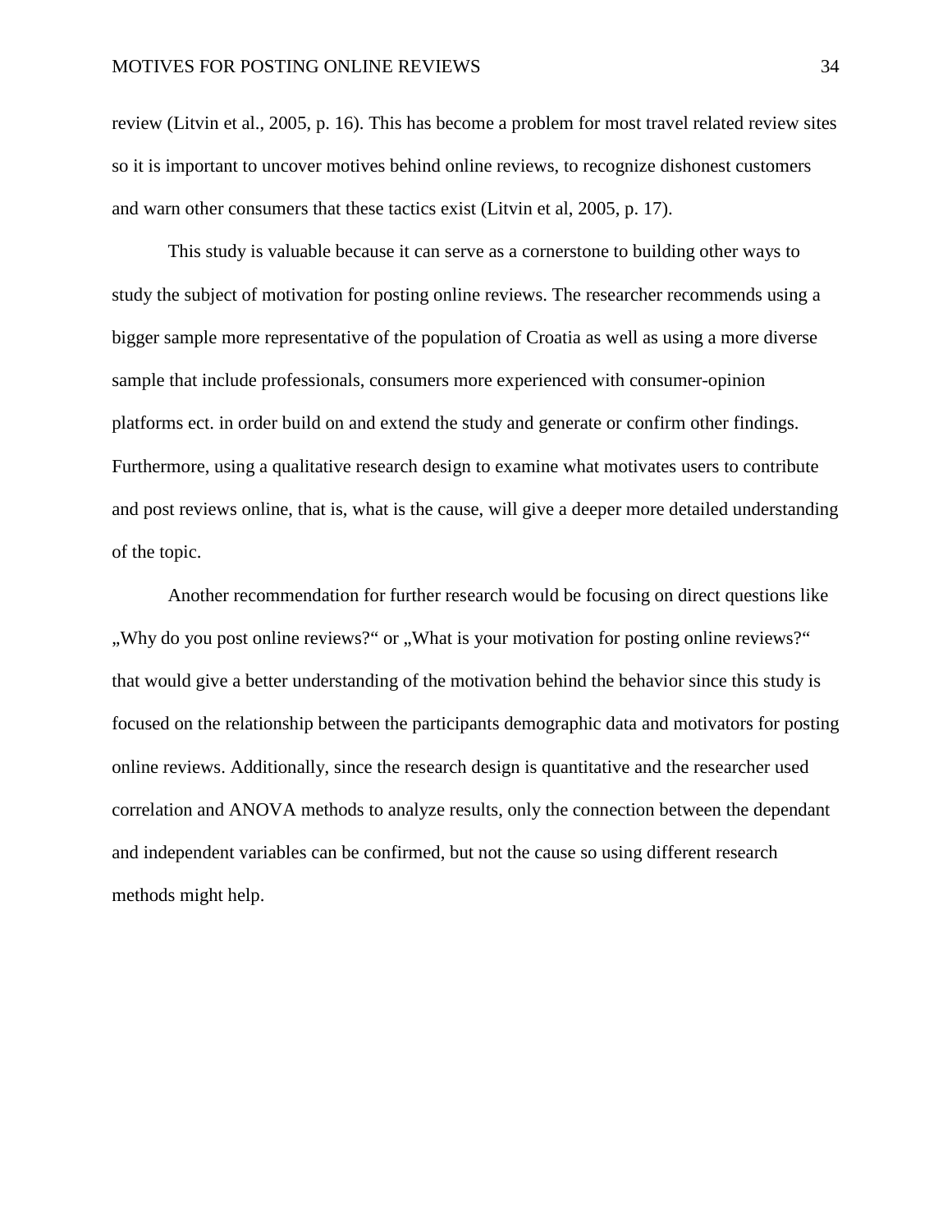review (Litvin et al., 2005, p. 16). This has become a problem for most travel related review sites so it is important to uncover motives behind online reviews, to recognize dishonest customers and warn other consumers that these tactics exist (Litvin et al, 2005, p. 17).

This study is valuable because it can serve as a cornerstone to building other ways to study the subject of motivation for posting online reviews. The researcher recommends using a bigger sample more representative of the population of Croatia as well as using a more diverse sample that include professionals, consumers more experienced with consumer-opinion platforms ect. in order build on and extend the study and generate or confirm other findings. Furthermore, using a qualitative research design to examine what motivates users to contribute and post reviews online, that is, what is the cause, will give a deeper more detailed understanding of the topic.

Another recommendation for further research would be focusing on direct questions like „Why do you post online reviews?“ or „What is your motivation for posting online reviews?“ that would give a better understanding of the motivation behind the behavior since this study is focused on the relationship between the participants demographic data and motivators for posting online reviews. Additionally, since the research design is quantitative and the researcher used correlation and ANOVA methods to analyze results, only the connection between the dependant and independent variables can be confirmed, but not the cause so using different research methods might help.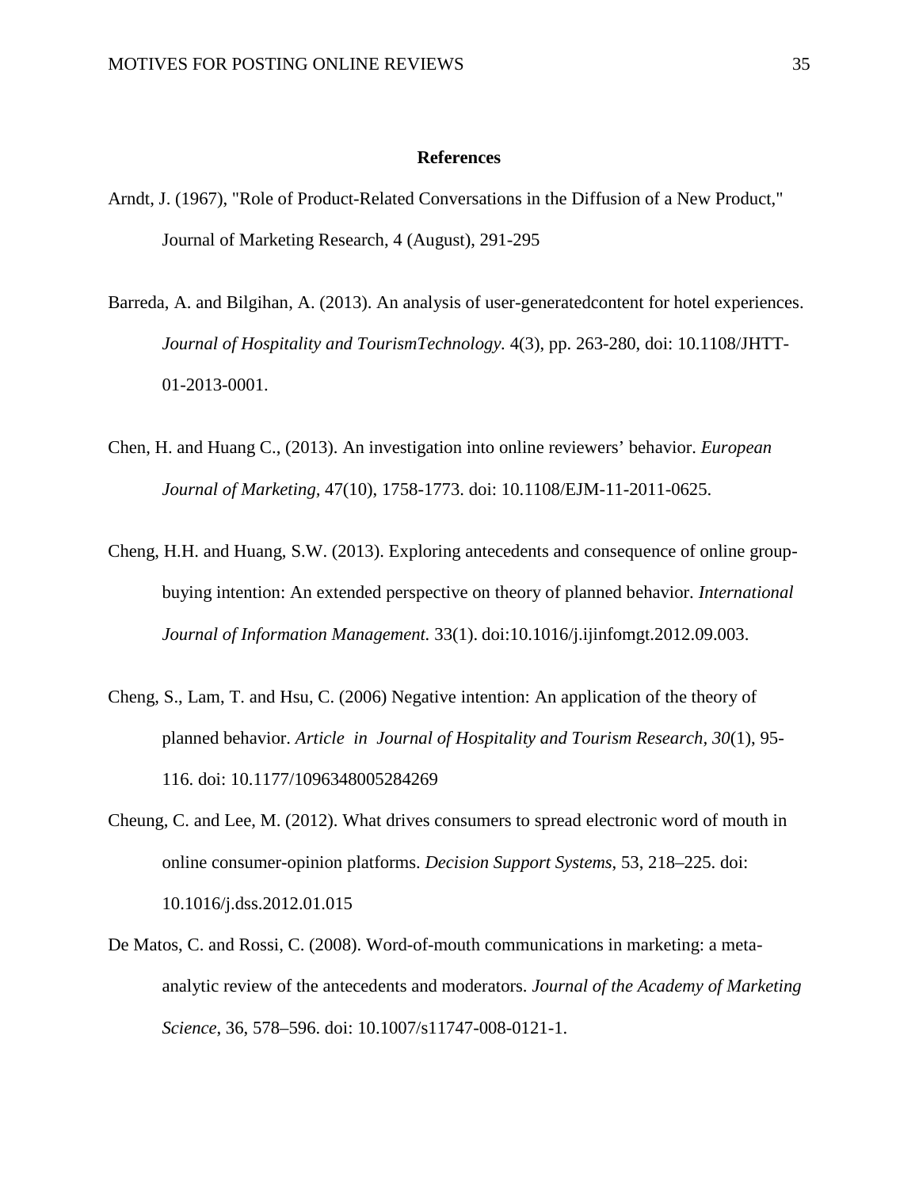## References

Arndt, J. (1967), "Role of Product-Related Conversations in the Diffusion of a New Product," Journal of Marketing Research, 4 (August), 291-295

Barreda, A. and Bilgihan, A. (2013). An analysis of user-generatedcontent for hotel experiences. *Journal of Hospitality and TourismTechnology.* 4(3), pp. 263-280, doi: 10.1108/JHTT-01-2013-0001.

Chen, H. and Huang C., (2013). An investigation into online reviewers' behavior. *European Journal of Marketing*, 47(10), 1758-1773. doi: 10.1108/EJM-11-2011-0625.

Cheng, H.H. and Huang, S.W. (2013). Exploring antecedents and consequence of online group-buying intention: An extended perspective on theory of planned behavior. *International Journal of Information Management.* 33(1). doi:10.1016/j.ijinfomgt.2012.09.003.

Cheng, S., Lam, T. and Hsu, C. (2006) Negative intention: An application of the theory of planned behavior. *Article in Journal of Hospitality and Tourism Research, 30*(1), 95-116. doi: 10.1177/1096348005284269

Cheung, C. and Lee, M. (2012). What drives consumers to spread electronic word of mouth in online consumer-opinion platforms. *Decision Support Systems*, 53, 218–225. doi: 10.1016/j.dss.2012.01.015

De Matos, C. and Rossi, C. (2008). Word-of-mouth communications in marketing: a meta-analytic review of the antecedents and moderators. *Journal of the Academy of Marketing Science*, 36, 578–596. doi: 10.1007/s11747-008-0121-1.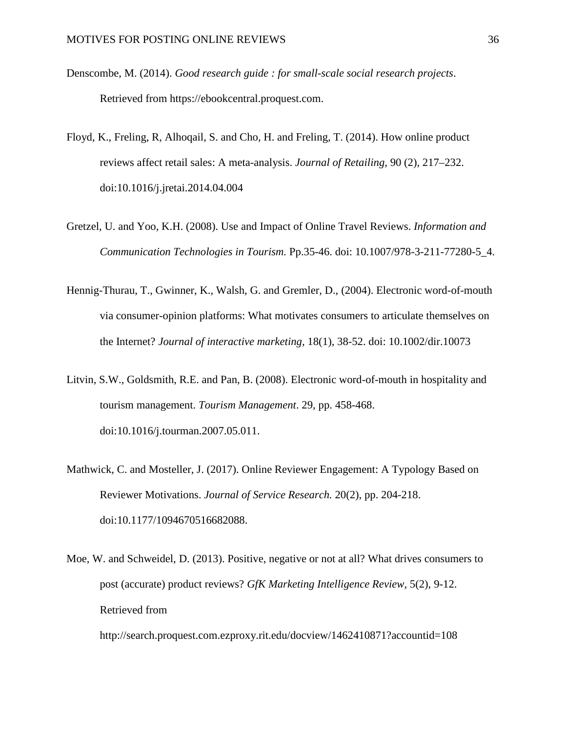Denscombe, M. (2014). *Good research guide : for small-scale social research projects*. Retrieved from https://ebookcentral.proquest.com.

Floyd, K., Freling, R, Alhoqail, S. and Cho, H. and Freling, T. (2014). How online product reviews affect retail sales: A meta-analysis. *Journal of Retailing*, 90 (2), 217–232. doi:10.1016/j.jretai.2014.04.004

Gretzel, U. and Yoo, K.H. (2008). Use and Impact of Online Travel Reviews. *Information and Communication Technologies in Tourism.* Pp.35-46. doi: 10.1007/978-3-211-77280-5_4.

Hennig-Thurau, T., Gwinner, K., Walsh, G. and Gremler, D., (2004). Electronic word-of-mouth via consumer-opinion platforms: What motivates consumers to articulate themselves on the Internet? *Journal of interactive marketing*, 18(1), 38-52. doi: 10.1002/dir.10073

Litvin, S.W., Goldsmith, R.E. and Pan, B. (2008). Electronic word-of-mouth in hospitality and tourism management. *Tourism Management*. 29, pp. 458-468. doi:10.1016/j.tourman.2007.05.011.

Mathwick, C. and Mosteller, J. (2017). Online Reviewer Engagement: A Typology Based on Reviewer Motivations. *Journal of Service Research.* 20(2), pp. 204-218. doi:10.1177/1094670516682088.

Moe, W. and Schweidel, D. (2013). Positive, negative or not at all? What drives consumers to post (accurate) product reviews? *GfK Marketing Intelligence Review*, 5(2), 9-12. Retrieved from http://search.proquest.com.ezproxy.rit.edu/docview/1462410871?accountid=108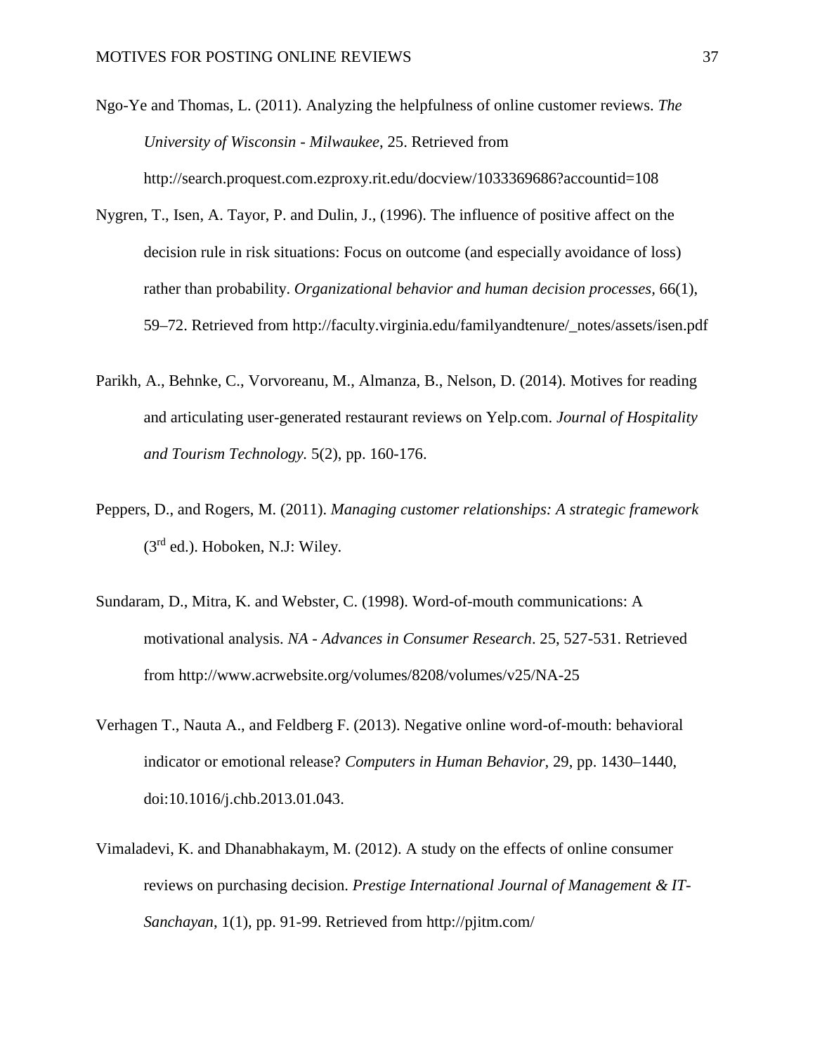Ngo-Ye and Thomas, L. (2011). Analyzing the helpfulness of online customer reviews. *The University of Wisconsin - Milwaukee*, 25. Retrieved from http://search.proquest.com.ezproxy.rit.edu/docview/1033369686?accountid=108

Nygren, T., Isen, A. Tayor, P. and Dulin, J., (1996). The influence of positive affect on the decision rule in risk situations: Focus on outcome (and especially avoidance of loss) rather than probability. *Organizational behavior and human decision processes*, 66(1), 59–72. Retrieved from http://faculty.virginia.edu/familyandtenure/_notes/assets/isen.pdf

Parikh, A., Behnke, C., Vorvoreanu, M., Almanza, B., Nelson, D. (2014). Motives for reading and articulating user-generated restaurant reviews on Yelp.com. *Journal of Hospitality and Tourism Technology.* 5(2), pp. 160-176.

Peppers, D., and Rogers, M. (2011). *Managing customer relationships: A strategic framework* (3rd ed.). Hoboken, N.J: Wiley.

Sundaram, D., Mitra, K. and Webster, C. (1998). Word-of-mouth communications: A motivational analysis. *NA - Advances in Consumer Research*. 25, 527-531. Retrieved from http://www.acrwebsite.org/volumes/8208/volumes/v25/NA-25

Verhagen T., Nauta A., and Feldberg F. (2013). Negative online word-of-mouth: behavioral indicator or emotional release? *Computers in Human Behavior*, 29, pp. 1430–1440, doi:10.1016/j.chb.2013.01.043.

Vimaladevi, K. and Dhanabhakaym, M. (2012). A study on the effects of online consumer reviews on purchasing decision. *Prestige International Journal of Management & IT-Sanchayan*, 1(1), pp. 91-99. Retrieved from http://pjitm.com/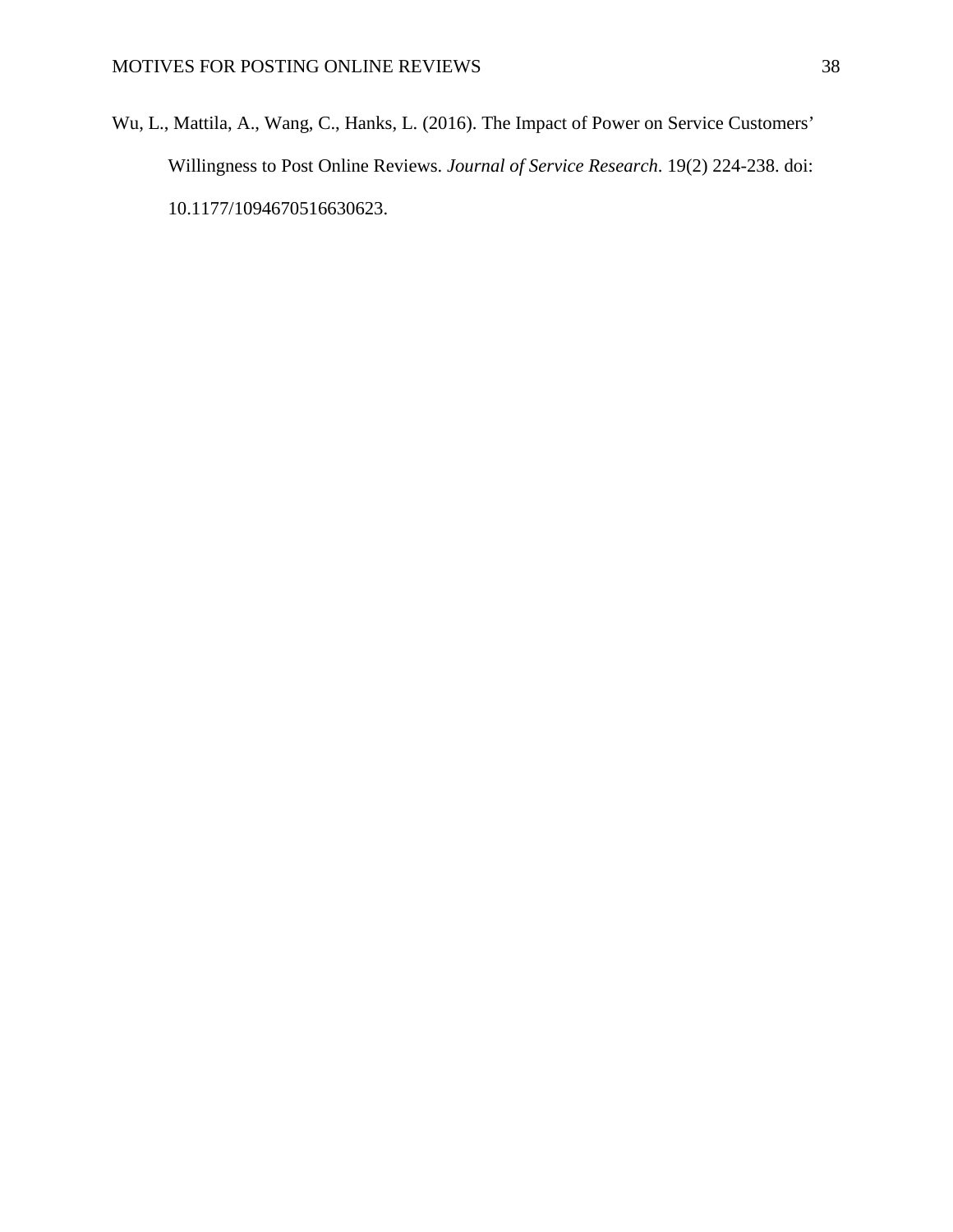Wu, L., Mattila, A., Wang, C., Hanks, L. (2016). The Impact of Power on Service Customers' Willingness to Post Online Reviews. *Journal of Service Research*. 19(2) 224-238. doi: 10.1177/1094670516630623.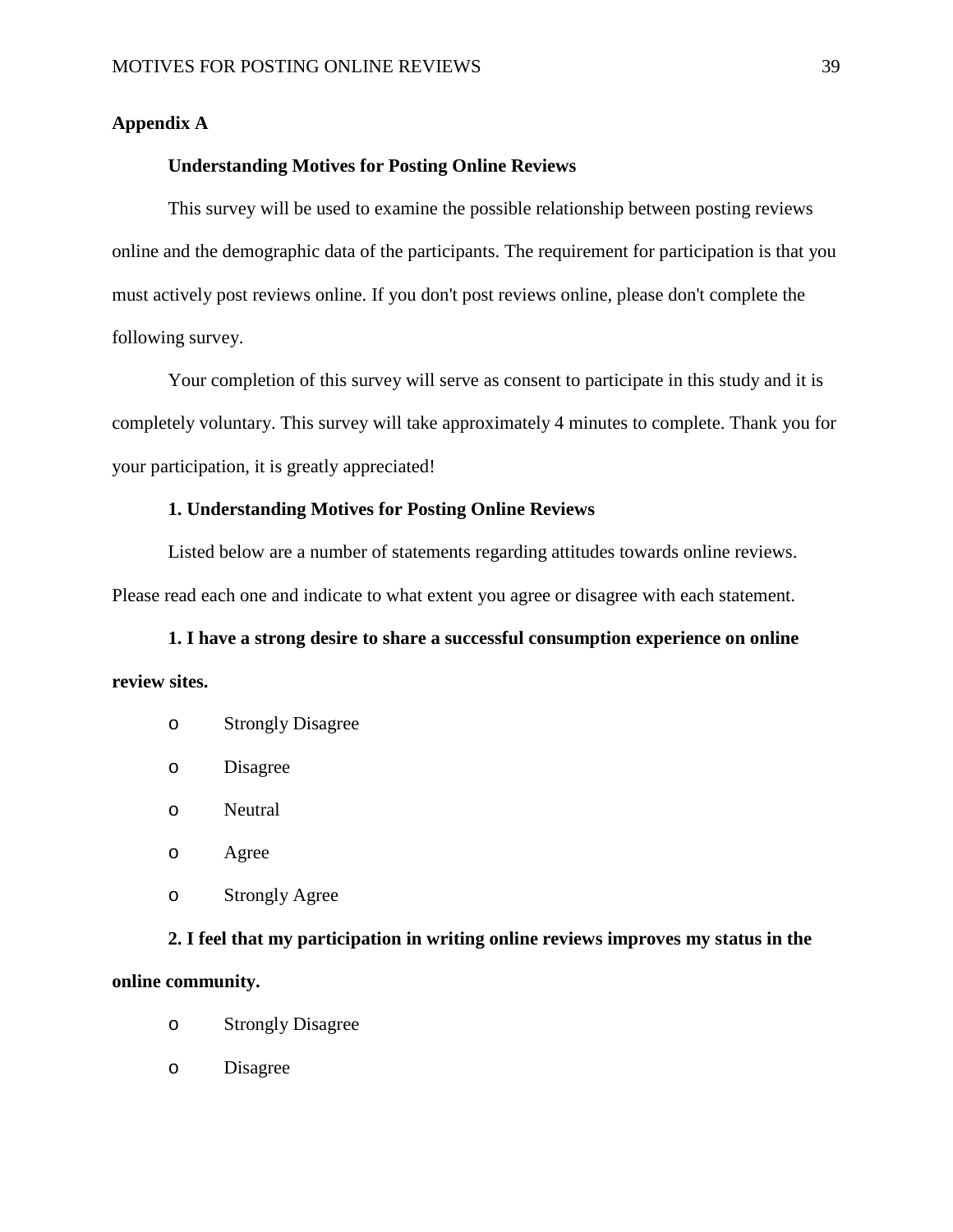## Appendix A

### Understanding Motives for Posting Online Reviews

This survey will be used to examine the possible relationship between posting reviews online and the demographic data of the participants. The requirement for participation is that you must actively post reviews online. If you don't post reviews online, please don't complete the following survey.

Your completion of this survey will serve as consent to participate in this study and it is completely voluntary. This survey will take approximately 4 minutes to complete. Thank you for your participation, it is greatly appreciated!

### 1. Understanding Motives for Posting Online Reviews

Listed below are a number of statements regarding attitudes towards online reviews. Please read each one and indicate to what extent you agree or disagree with each statement.

**1. I have a strong desire to share a successful consumption experience on online review sites.**

- o Strongly Disagree
- o Disagree
- o Neutral
- o Agree
- o Strongly Agree

**2. I feel that my participation in writing online reviews improves my status in the online community.**

- o Strongly Disagree
- o Disagree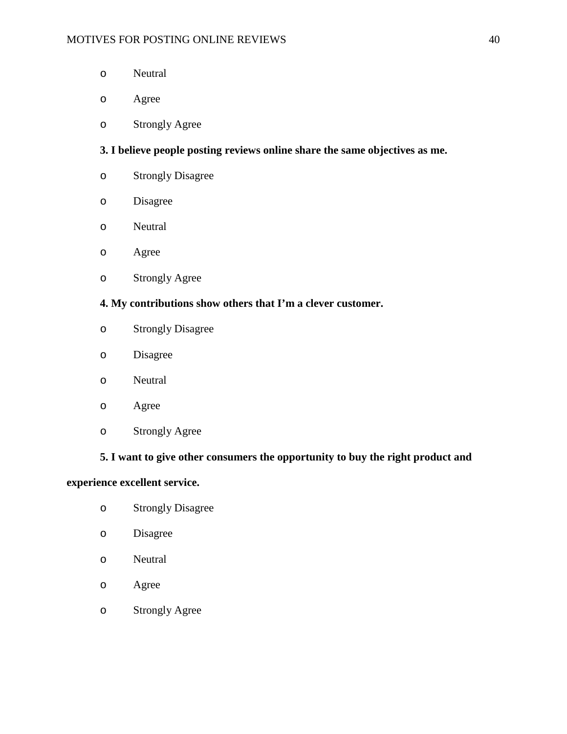- Neutral
- Agree
- Strongly Agree

**3. I believe people posting reviews online share the same objectives as me.**

- Strongly Disagree
- Disagree
- Neutral
- Agree
- Strongly Agree

**4. My contributions show others that I'm a clever customer.**

- Strongly Disagree
- Disagree
- Neutral
- Agree
- Strongly Agree

**5. I want to give other consumers the opportunity to buy the right product and experience excellent service.**

- Strongly Disagree
- Disagree
- Neutral
- Agree
- Strongly Agree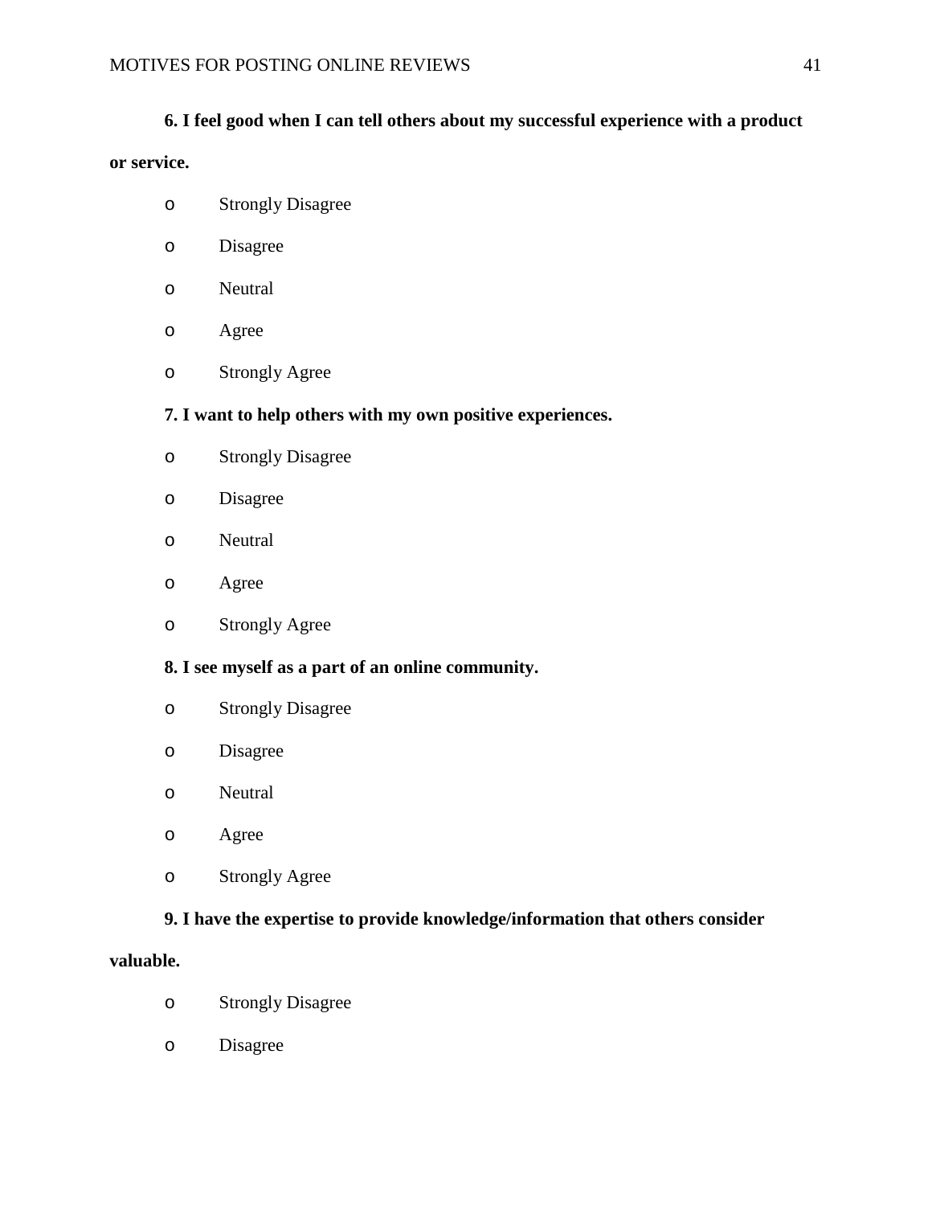**6. I feel good when I can tell others about my successful experience with a product or service.**

- Strongly Disagree
- Disagree
- Neutral
- Agree
- Strongly Agree

**7. I want to help others with my own positive experiences.**

- Strongly Disagree
- Disagree
- Neutral
- Agree
- Strongly Agree

**8. I see myself as a part of an online community.**

- Strongly Disagree
- Disagree
- Neutral
- Agree
- Strongly Agree

**9. I have the expertise to provide knowledge/information that others consider valuable.**

- Strongly Disagree
- Disagree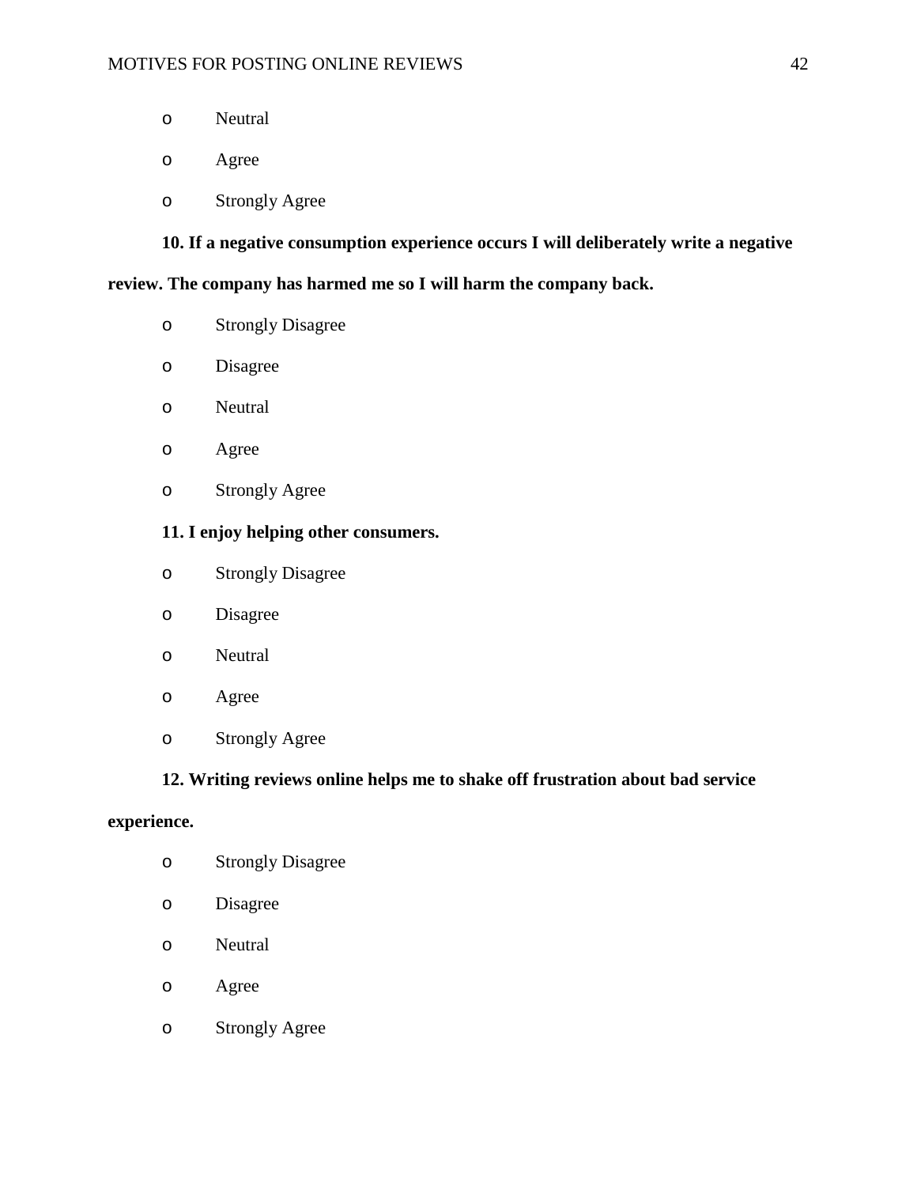- Neutral
- Agree
- Strongly Agree

**10. If a negative consumption experience occurs I will deliberately write a negative review. The company has harmed me so I will harm the company back.**

- Strongly Disagree
- Disagree
- Neutral
- Agree
- Strongly Agree

**11. I enjoy helping other consumers.**

- Strongly Disagree
- Disagree
- Neutral
- Agree
- Strongly Agree

**12. Writing reviews online helps me to shake off frustration about bad service experience.**

- Strongly Disagree
- Disagree
- Neutral
- Agree
- Strongly Agree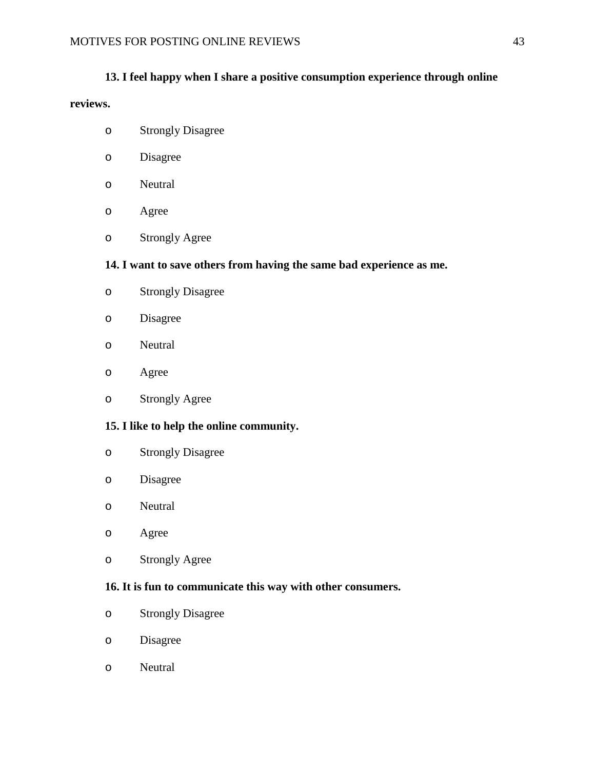**13. I feel happy when I share a positive consumption experience through online reviews.**

- o Strongly Disagree
- o Disagree
- o Neutral
- o Agree
- o Strongly Agree

**14. I want to save others from having the same bad experience as me.**

- o Strongly Disagree
- o Disagree
- o Neutral
- o Agree
- o Strongly Agree

**15. I like to help the online community.**

- o Strongly Disagree
- o Disagree
- o Neutral
- o Agree
- o Strongly Agree

**16. It is fun to communicate this way with other consumers.**

- o Strongly Disagree
- o Disagree
- o Neutral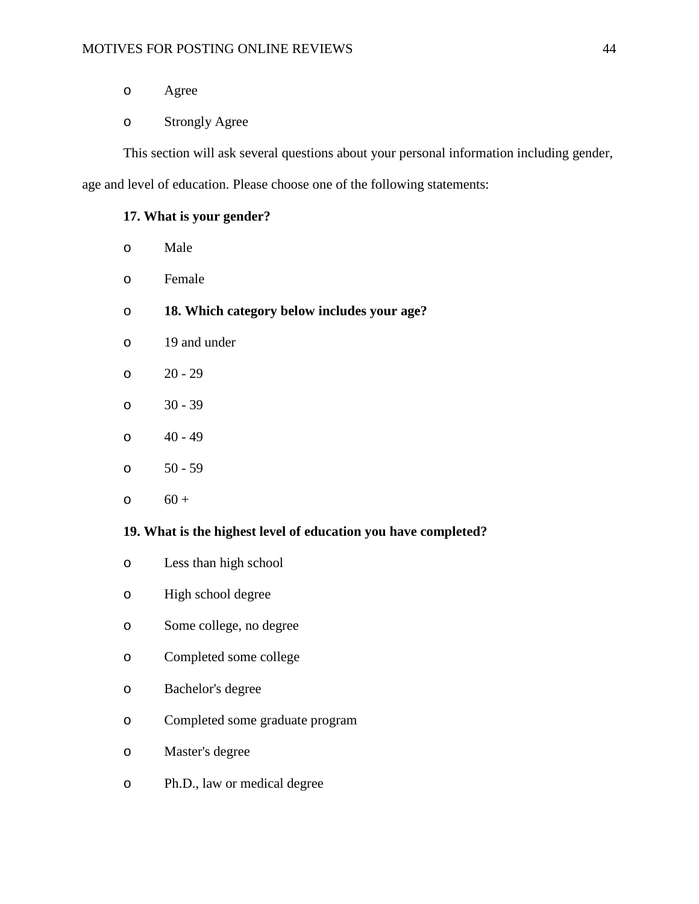- Agree
- Strongly Agree

This section will ask several questions about your personal information including gender, age and level of education. Please choose one of the following statements:

**17. What is your gender?**

- Male
- Female
- **18. Which category below includes your age?**
- 19 and under
- 20 - 29
- 30 - 39
- 40 - 49
- 50 - 59
- 60 +

**19. What is the highest level of education you have completed?**

- Less than high school
- High school degree
- Some college, no degree
- Completed some college
- Bachelor's degree
- Completed some graduate program
- Master's degree
- Ph.D., law or medical degree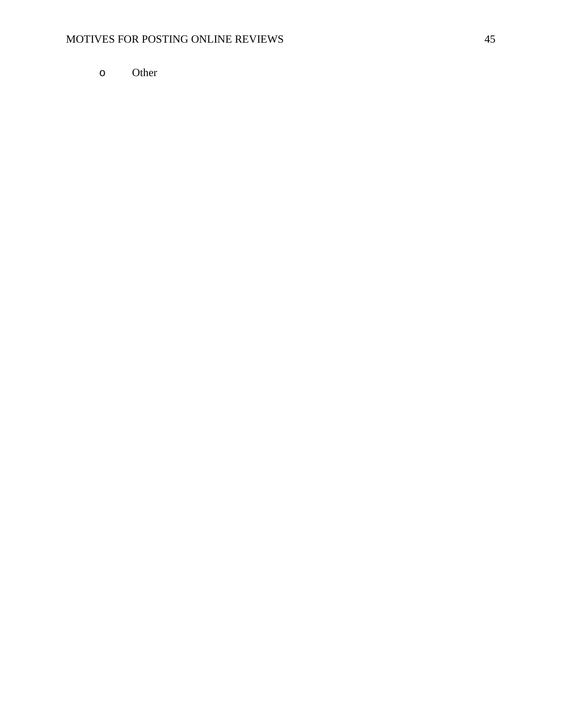- Other